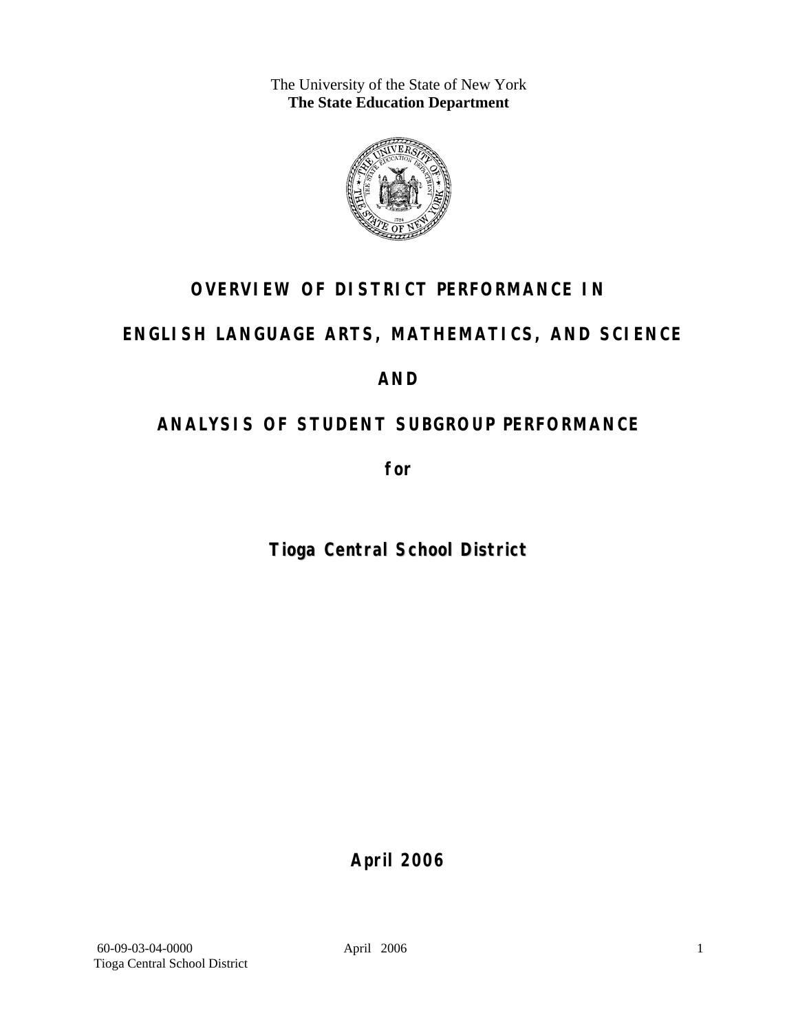The University of the State of New York
**The State Education Department**

# OVERVIEW OF DISTRICT PERFORMANCE IN

# ENGLISH LANGUAGE ARTS, MATHEMATICS, AND SCIENCE

# AND

# ANALYSIS OF STUDENT SUBGROUP PERFORMANCE

**for**

## Tioga Central School District

**April 2006**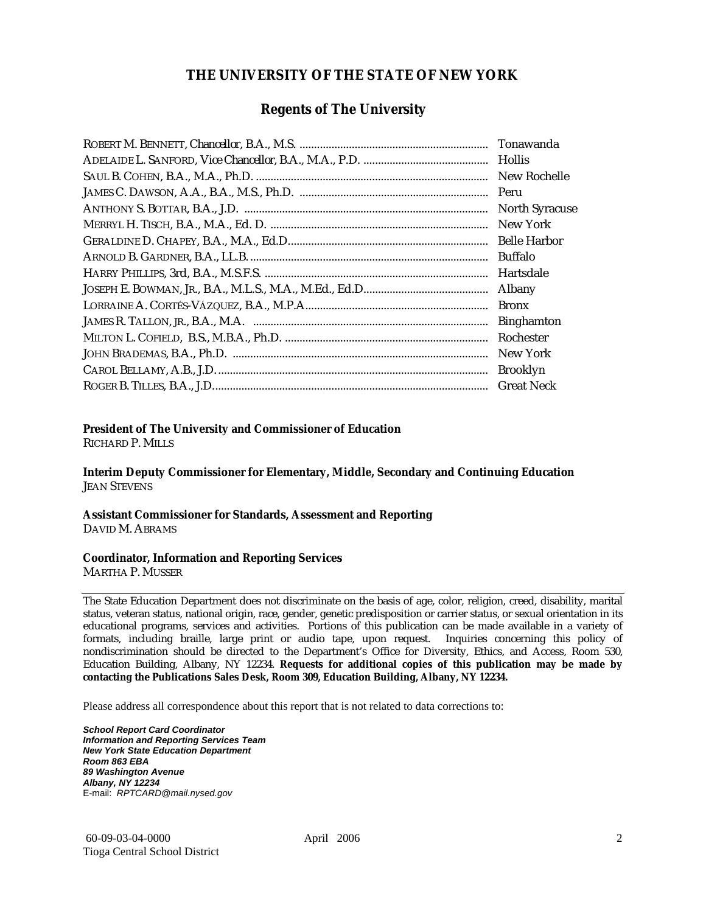# THE UNIVERSITY OF THE STATE OF NEW YORK

## Regents of The University

| | |
|---|---|
| ROBERT M. BENNETT, Chancellor, B.A., M.S. | Tonawanda |
| ADELAIDE L. SANFORD, Vice Chancellor, B.A., M.A., P.D. | Hollis |
| SAUL B. COHEN, B.A., M.A., Ph.D. | New Rochelle |
| JAMES C. DAWSON, A.A., B.A., M.S., Ph.D. | Peru |
| ANTHONY S. BOTTAR, B.A., J.D. | North Syracuse |
| MERRYL H. TISCH, B.A., M.A., Ed. D. | New York |
| GERALDINE D. CHAPEY, B.A., M.A., Ed.D. | Belle Harbor |
| ARNOLD B. GARDNER, B.A., LL.B. | Buffalo |
| HARRY PHILLIPS, 3rd, B.A., M.S.F.S. | Hartsdale |
| JOSEPH E. BOWMAN, JR., B.A., M.L.S., M.A., M.Ed., Ed.D. | Albany |
| LORRAINE A. CORTÉS-VÁZQUEZ, B.A., M.P.A. | Bronx |
| JAMES R. TALLON, JR., B.A., M.A. | Binghamton |
| MILTON L. COFIELD, B.S., M.B.A., Ph.D. | Rochester |
| JOHN BRADEMAS, B.A., Ph.D. | New York |
| CAROL BELLAMY, A.B., J.D. | Brooklyn |
| ROGER B. TILLES, B.A., J.D. | Great Neck |

**President of The University and Commissioner of Education**
RICHARD P. MILLS

**Interim Deputy Commissioner for Elementary, Middle, Secondary and Continuing Education**
JEAN STEVENS

**Assistant Commissioner for Standards, Assessment and Reporting**
DAVID M. ABRAMS

**Coordinator, Information and Reporting Services**
MARTHA P. MUSSER

---

The State Education Department does not discriminate on the basis of age, color, religion, creed, disability, marital status, veteran status, national origin, race, gender, genetic predisposition or carrier status, or sexual orientation in its educational programs, services and activities. Portions of this publication can be made available in a variety of formats, including braille, large print or audio tape, upon request. Inquiries concerning this policy of nondiscrimination should be directed to the Department's Office for Diversity, Ethics, and Access, Room 530, Education Building, Albany, NY 12234. **Requests for additional copies of this publication may be made by contacting the Publications Sales Desk, Room 309, Education Building, Albany, NY 12234.**

Please address all correspondence about this report that is not related to data corrections to:

***School Report Card Coordinator***
***Information and Reporting Services Team***
***New York State Education Department***
***Room 863 EBA***
***89 Washington Avenue***
***Albany, NY 12234***
E-mail: *RPTCARD@mail.nysed.gov*

60-09-03-04-0000
Tioga Central School District

April 2006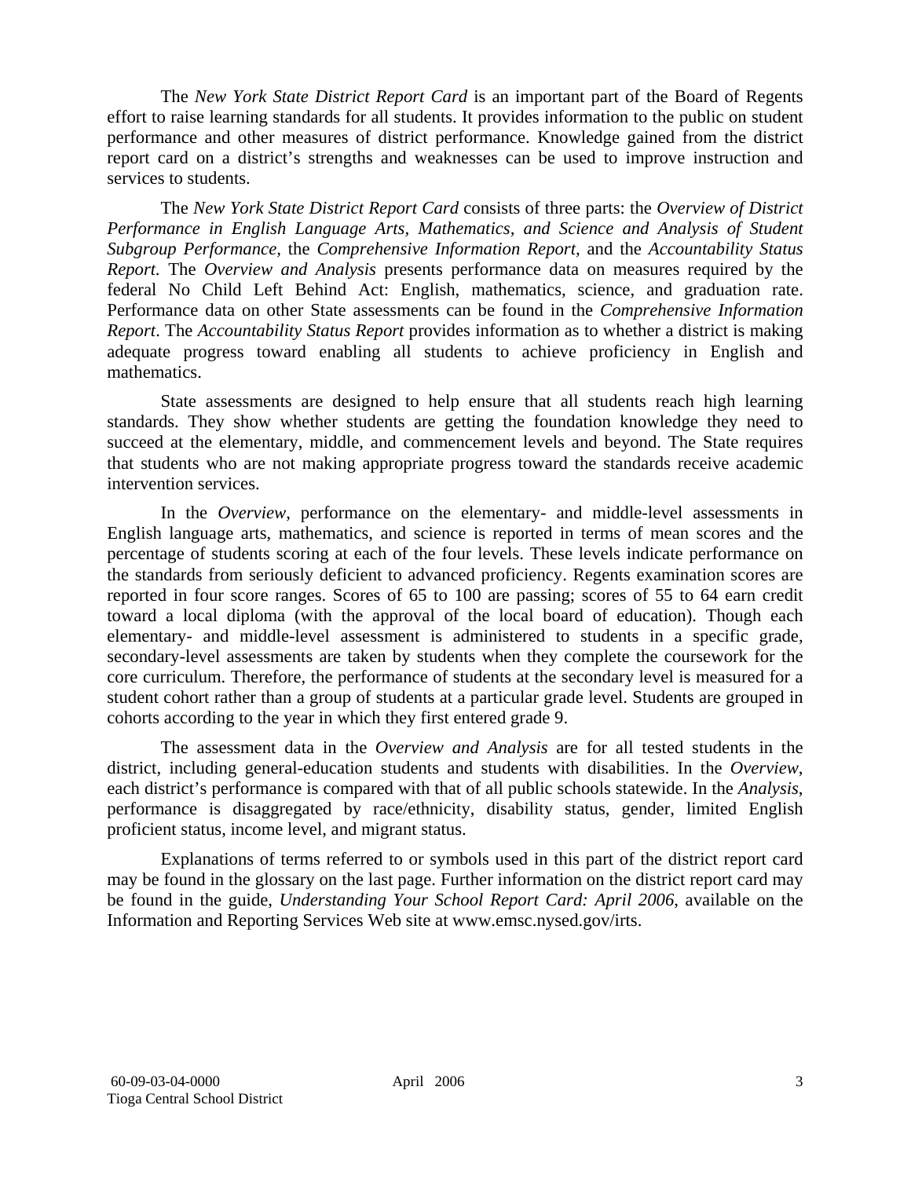The *New York State District Report Card* is an important part of the Board of Regents effort to raise learning standards for all students. It provides information to the public on student performance and other measures of district performance. Knowledge gained from the district report card on a district's strengths and weaknesses can be used to improve instruction and services to students.

The *New York State District Report Card* consists of three parts: the *Overview of District Performance in English Language Arts, Mathematics, and Science and Analysis of Student Subgroup Performance,* the *Comprehensive Information Report,* and the *Accountability Status Report.* The *Overview and Analysis* presents performance data on measures required by the federal No Child Left Behind Act: English, mathematics, science, and graduation rate. Performance data on other State assessments can be found in the *Comprehensive Information Report*. The *Accountability Status Report* provides information as to whether a district is making adequate progress toward enabling all students to achieve proficiency in English and mathematics.

State assessments are designed to help ensure that all students reach high learning standards. They show whether students are getting the foundation knowledge they need to succeed at the elementary, middle, and commencement levels and beyond. The State requires that students who are not making appropriate progress toward the standards receive academic intervention services.

In the *Overview*, performance on the elementary- and middle-level assessments in English language arts, mathematics, and science is reported in terms of mean scores and the percentage of students scoring at each of the four levels. These levels indicate performance on the standards from seriously deficient to advanced proficiency. Regents examination scores are reported in four score ranges. Scores of 65 to 100 are passing; scores of 55 to 64 earn credit toward a local diploma (with the approval of the local board of education). Though each elementary- and middle-level assessment is administered to students in a specific grade, secondary-level assessments are taken by students when they complete the coursework for the core curriculum. Therefore, the performance of students at the secondary level is measured for a student cohort rather than a group of students at a particular grade level. Students are grouped in cohorts according to the year in which they first entered grade 9.

The assessment data in the *Overview and Analysis* are for all tested students in the district, including general-education students and students with disabilities. In the *Overview*, each district's performance is compared with that of all public schools statewide. In the *Analysis*, performance is disaggregated by race/ethnicity, disability status, gender, limited English proficient status, income level, and migrant status.

Explanations of terms referred to or symbols used in this part of the district report card may be found in the glossary on the last page. Further information on the district report card may be found in the guide, *Understanding Your School Report Card: April 2006*, available on the Information and Reporting Services Web site at www.emsc.nysed.gov/irts.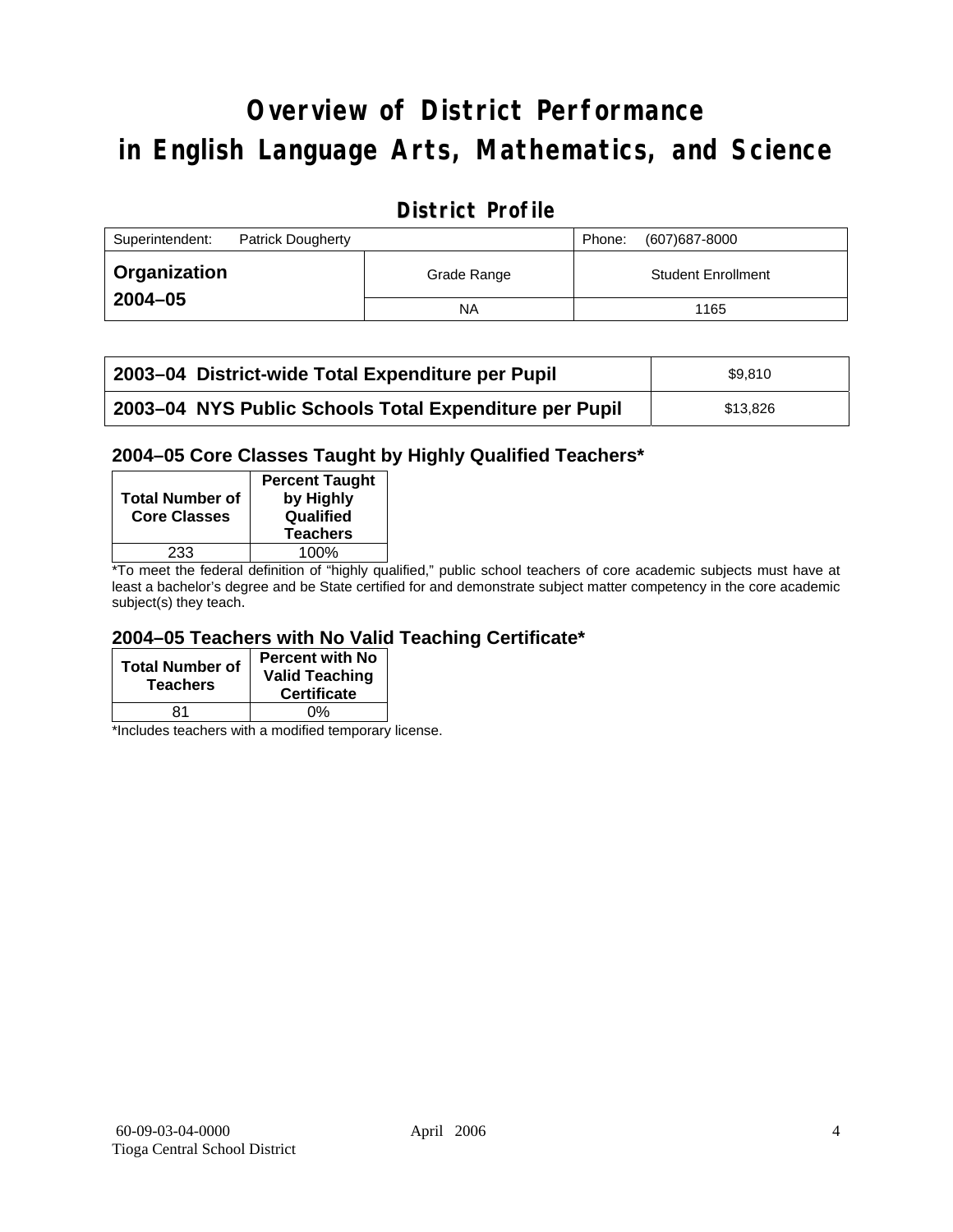# Overview of District Performance in English Language Arts, Mathematics, and Science

## District Profile

| Superintendent: Patrick Dougherty | | Phone: (607)687-8000 |
|---|---|---|
| **Organization 2004–05** | Grade Range | Student Enrollment |
| | NA | 1165 |

| | |
|---|---|
| **2003–04 District-wide Total Expenditure per Pupil** | $9,810 |
| **2003–04 NYS Public Schools Total Expenditure per Pupil** | $13,826 |

### 2004–05 Core Classes Taught by Highly Qualified Teachers*

| Total Number of Core Classes | Percent Taught by Highly Qualified Teachers |
|---|---|
| 233 | 100% |

*To meet the federal definition of "highly qualified," public school teachers of core academic subjects must have at least a bachelor's degree and be State certified for and demonstrate subject matter competency in the core academic subject(s) they teach.

### 2004–05 Teachers with No Valid Teaching Certificate*

| Total Number of Teachers | Percent with No Valid Teaching Certificate |
|---|---|
| 81 | 0% |

*Includes teachers with a modified temporary license.

60-09-03-04-0000 April 2006
Tioga Central School District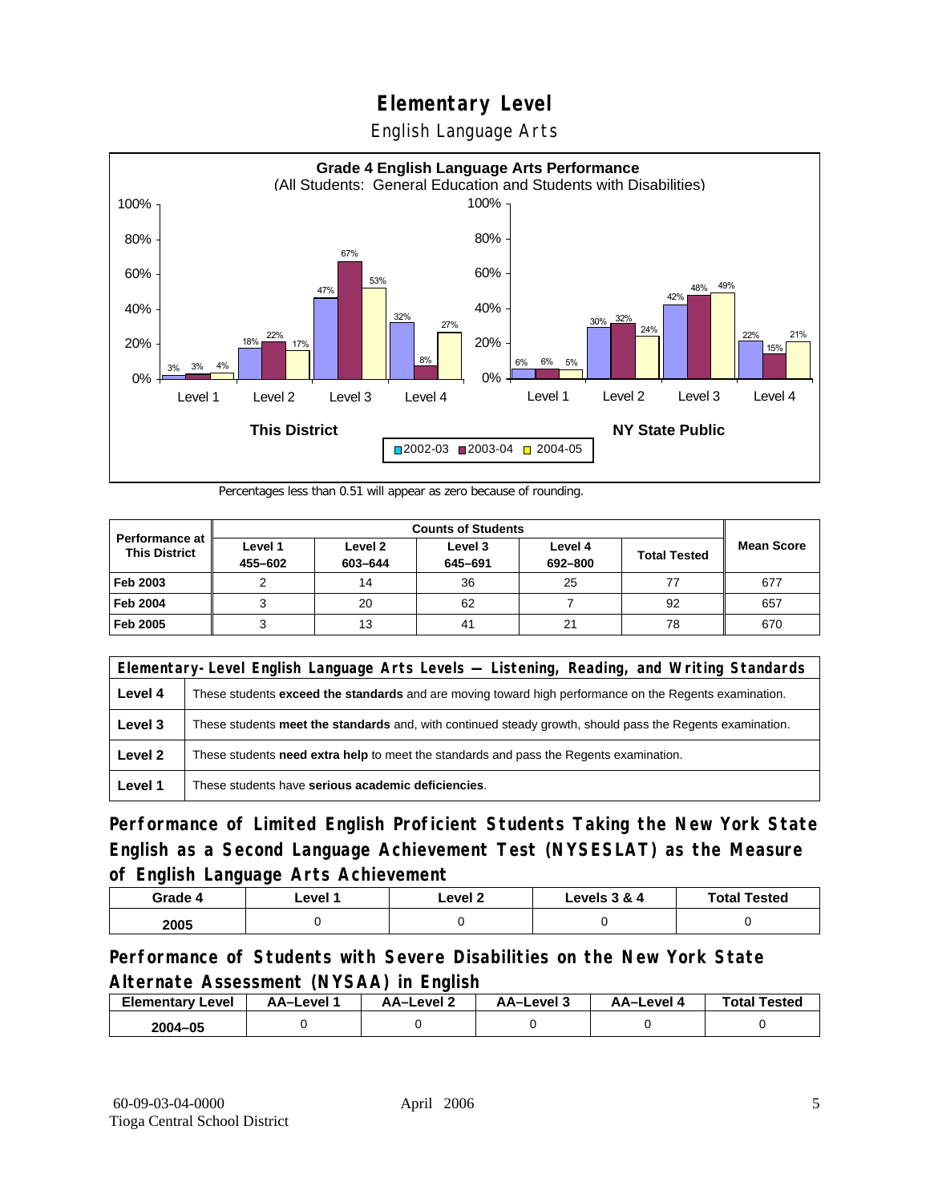# Elementary Level

## English Language Arts

**Grade 4 English Language Arts Performance**
(All Students: General Education and Students with Disabilities)

| | | 2002-03 | 2003-04 | 2004-05 |
|---|---|---|---|---|
| This District | Level 1 | 3% | 3% | 4% |
| | Level 2 | 18% | 22% | 17% |
| | Level 3 | 47% | 67% | 53% |
| | Level 4 | 32% | 8% | 27% |
| NY State Public | Level 1 | 6% | 6% | 5% |
| | Level 2 | 30% | 32% | 24% |
| | Level 3 | 42% | 48% | 49% |
| | Level 4 | 22% | 15% | 21% |

Percentages less than 0.51 will appear as zero because of rounding.

| Performance at This District | Counts of Students | | | | | Mean Score |
|---|---|---|---|---|---|---|
| | Level 1 455–602 | Level 2 603–644 | Level 3 645–691 | Level 4 692–800 | Total Tested | |
| **Feb 2003** | 2 | 14 | 36 | 25 | 77 | 677 |
| **Feb 2004** | 3 | 20 | 62 | 7 | 92 | 657 |
| **Feb 2005** | 3 | 13 | 41 | 21 | 78 | 670 |

| Elementary-Level English Language Arts Levels — Listening, Reading, and Writing Standards | |
|---|---|
| **Level 4** | These students **exceed the standards** and are moving toward high performance on the Regents examination. |
| **Level 3** | These students **meet the standards** and, with continued steady growth, should pass the Regents examination. |
| **Level 2** | These students **need extra help** to meet the standards and pass the Regents examination. |
| **Level 1** | These students have **serious academic deficiencies**. |

## Performance of Limited English Proficient Students Taking the New York State English as a Second Language Achievement Test (NYSESLAT) as the Measure of English Language Arts Achievement

| Grade 4 | Level 1 | Level 2 | Levels 3 & 4 | Total Tested |
|---|---|---|---|---|
| 2005 | 0 | 0 | 0 | 0 |

## Performance of Students with Severe Disabilities on the New York State Alternate Assessment (NYSAA) in English

| Elementary Level | AA–Level 1 | AA–Level 2 | AA–Level 3 | AA–Level 4 | Total Tested |
|---|---|---|---|---|---|
| 2004–05 | 0 | 0 | 0 | 0 | 0 |

60-09-03-04-0000
Tioga Central School District

April 2006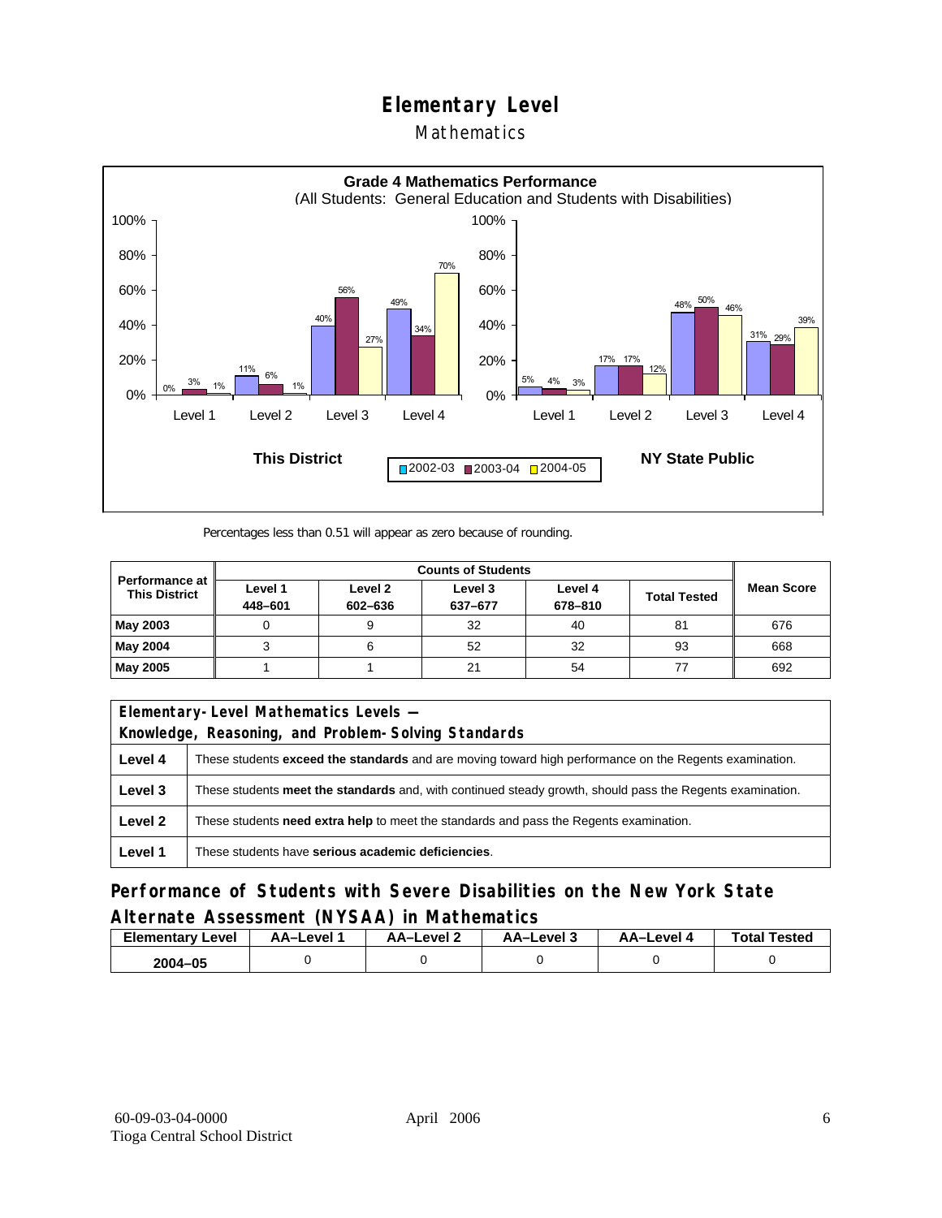# Elementary Level

## Mathematics

**Grade 4 Mathematics Performance**
(All Students: General Education and Students with Disabilities)

**This District**

| | 2002-03 | 2003-04 | 2004-05 |
|---|---|---|---|
| Level 1 | 0% | 3% | 1% |
| Level 2 | 11% | 6% | 1% |
| Level 3 | 40% | 56% | 27% |
| Level 4 | 49% | 34% | 70% |

**NY State Public**

| | 2002-03 | 2003-04 | 2004-05 |
|---|---|---|---|
| Level 1 | 5% | 4% | 3% |
| Level 2 | 17% | 17% | 12% |
| Level 3 | 48% | 50% | 46% |
| Level 4 | 31% | 29% | 39% |

Percentages less than 0.51 will appear as zero because of rounding.

| Performance at This District | Counts of Students | | | | | Mean Score |
|---|---|---|---|---|---|---|
| | Level 1 448–601 | Level 2 602–636 | Level 3 637–677 | Level 4 678–810 | Total Tested | |
| **May 2003** | 0 | 9 | 32 | 40 | 81 | 676 |
| **May 2004** | 3 | 6 | 52 | 32 | 93 | 668 |
| **May 2005** | 1 | 1 | 21 | 54 | 77 | 692 |

| Elementary-Level Mathematics Levels — Knowledge, Reasoning, and Problem-Solving Standards | |
|---|---|
| **Level 4** | These students **exceed the standards** and are moving toward high performance on the Regents examination. |
| **Level 3** | These students **meet the standards** and, with continued steady growth, should pass the Regents examination. |
| **Level 2** | These students **need extra help** to meet the standards and pass the Regents examination. |
| **Level 1** | These students have **serious academic deficiencies**. |

## Performance of Students with Severe Disabilities on the New York State Alternate Assessment (NYSAA) in Mathematics

| Elementary Level | AA–Level 1 | AA–Level 2 | AA–Level 3 | AA–Level 4 | Total Tested |
|---|---|---|---|---|---|
| **2004–05** | 0 | 0 | 0 | 0 | 0 |

60-09-03-04-0000
Tioga Central School District

April 2006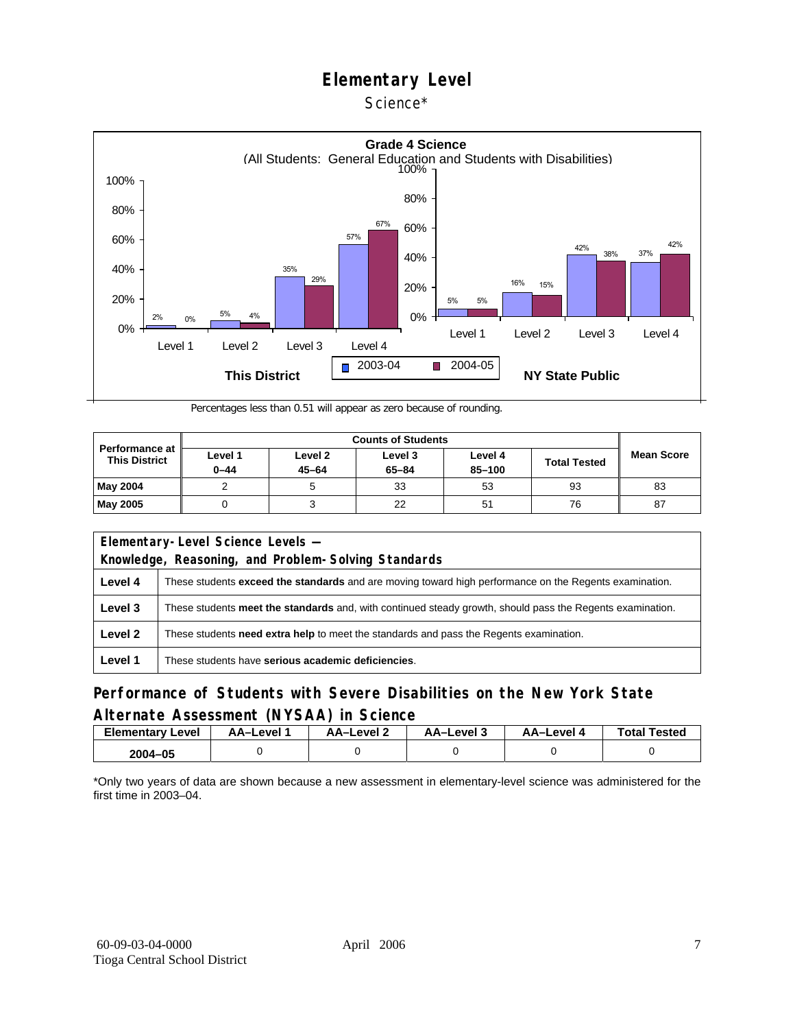# Elementary Level

Science*

**Grade 4 Science**
(All Students: General Education and Students with Disabilities)

| This District | 2003-04 | 2004-05 |
|---|---|---|
| Level 1 | 2% | 0% |
| Level 2 | 5% | 4% |
| Level 3 | 35% | 29% |
| Level 4 | 57% | 67% |

| NY State Public | 2003-04 | 2004-05 |
|---|---|---|
| Level 1 | 5% | 5% |
| Level 2 | 16% | 15% |
| Level 3 | 42% | 38% |
| Level 4 | 37% | 42% |

Percentages less than 0.51 will appear as zero because of rounding.

| Performance at This District | Counts of Students | | | | | Mean Score |
|---|---|---|---|---|---|---|
| | Level 1 0–44 | Level 2 45–64 | Level 3 65–84 | Level 4 85–100 | Total Tested | |
| **May 2004** | 2 | 5 | 33 | 53 | 93 | 83 |
| **May 2005** | 0 | 3 | 22 | 51 | 76 | 87 |

| **Elementary-Level Science Levels — Knowledge, Reasoning, and Problem-Solving Standards** | |
|---|---|
| **Level 4** | These students **exceed the standards** and are moving toward high performance on the Regents examination. |
| **Level 3** | These students **meet the standards** and, with continued steady growth, should pass the Regents examination. |
| **Level 2** | These students **need extra help** to meet the standards and pass the Regents examination. |
| **Level 1** | These students have **serious academic deficiencies**. |

## Performance of Students with Severe Disabilities on the New York State Alternate Assessment (NYSAA) in Science

| Elementary Level | AA–Level 1 | AA–Level 2 | AA–Level 3 | AA–Level 4 | Total Tested |
|---|---|---|---|---|---|
| **2004–05** | 0 | 0 | 0 | 0 | 0 |

*Only two years of data are shown because a new assessment in elementary-level science was administered for the first time in 2003–04.

60-09-03-04-0000
Tioga Central School District

April 2006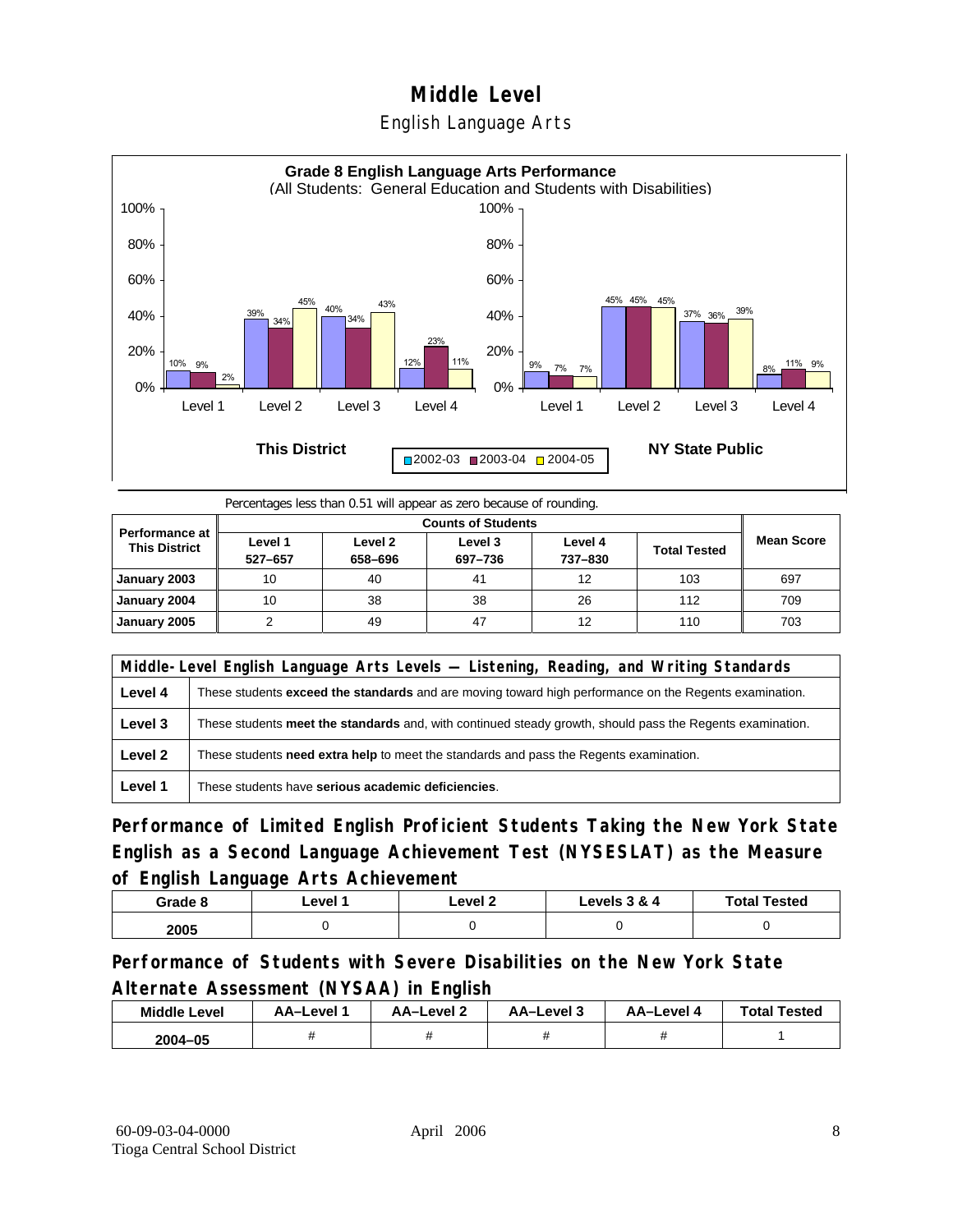# Middle Level

## English Language Arts

**Grade 8 English Language Arts Performance**
(All Students: General Education and Students with Disabilities)

Percentages less than 0.51 will appear as zero because of rounding.

| Performance at This District | Counts of Students | | | | | Mean Score |
|---|---|---|---|---|---|---|
| | Level 1 527–657 | Level 2 658–696 | Level 3 697–736 | Level 4 737–830 | Total Tested | |
| January 2003 | 10 | 40 | 41 | 12 | 103 | 697 |
| January 2004 | 10 | 38 | 38 | 26 | 112 | 709 |
| January 2005 | 2 | 49 | 47 | 12 | 110 | 703 |

| Middle-Level English Language Arts Levels — Listening, Reading, and Writing Standards | |
|---|---|
| Level 4 | These students **exceed the standards** and are moving toward high performance on the Regents examination. |
| Level 3 | These students **meet the standards** and, with continued steady growth, should pass the Regents examination. |
| Level 2 | These students **need extra help** to meet the standards and pass the Regents examination. |
| Level 1 | These students have **serious academic deficiencies**. |

## Performance of Limited English Proficient Students Taking the New York State English as a Second Language Achievement Test (NYSESLAT) as the Measure of English Language Arts Achievement

| Grade 8 | Level 1 | Level 2 | Levels 3 & 4 | Total Tested |
|---|---|---|---|---|
| 2005 | 0 | 0 | 0 | 0 |

## Performance of Students with Severe Disabilities on the New York State Alternate Assessment (NYSAA) in English

| Middle Level | AA–Level 1 | AA–Level 2 | AA–Level 3 | AA–Level 4 | Total Tested |
|---|---|---|---|---|---|
| 2004–05 | # | # | # | # | 1 |

60-09-03-04-0000
Tioga Central School District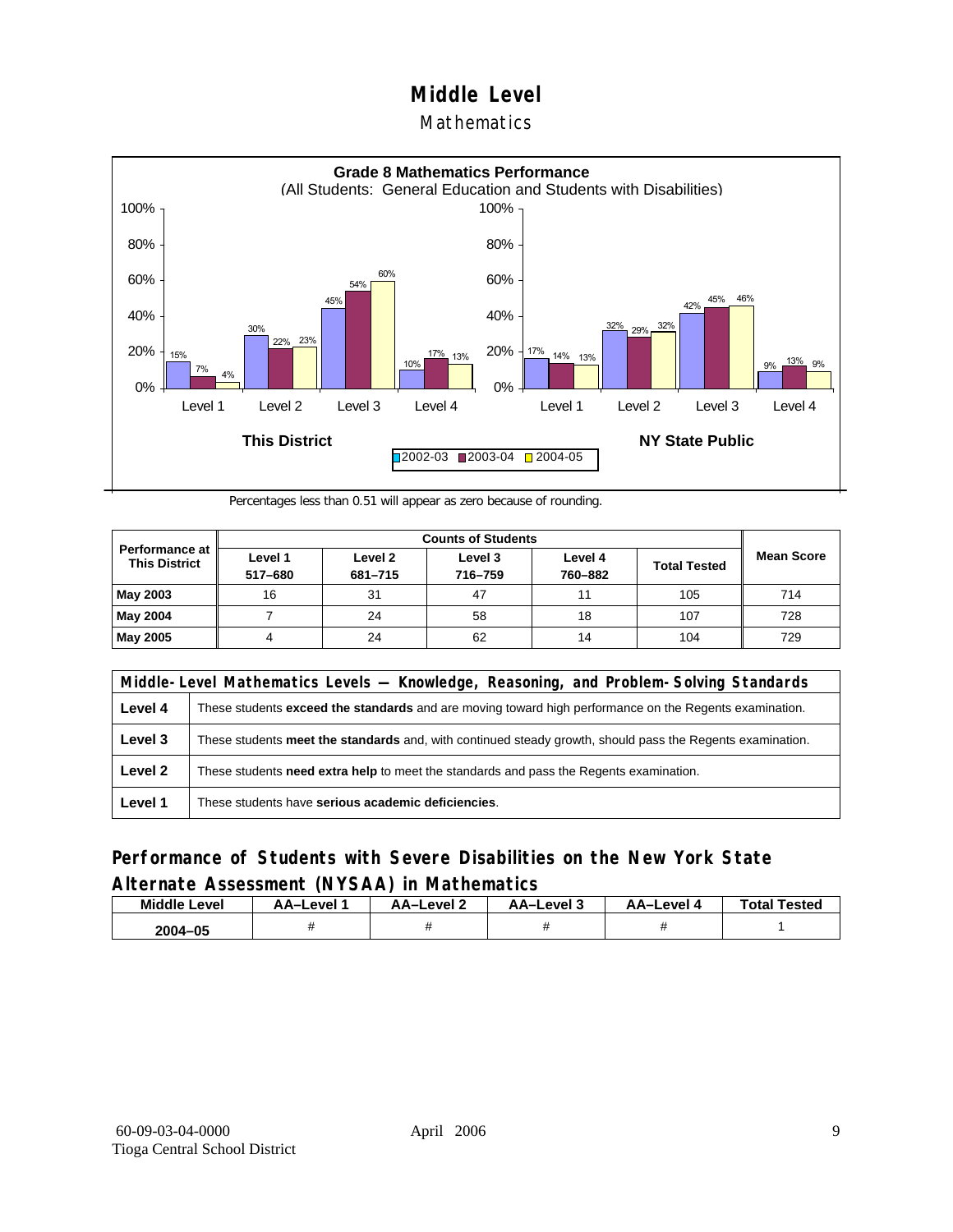# Middle Level

## Mathematics

**Grade 8 Mathematics Performance**
(All Students: General Education and Students with Disabilities)

| | This District 2002-03 | This District 2003-04 | This District 2004-05 | NY State Public 2002-03 | NY State Public 2003-04 | NY State Public 2004-05 |
|---|---|---|---|---|---|---|
| Level 1 | 15% | 7% | 4% | 17% | 14% | 13% |
| Level 2 | 30% | 22% | 23% | 32% | 29% | 32% |
| Level 3 | 45% | 54% | 60% | 42% | 45% | 46% |
| Level 4 | 10% | 17% | 13% | 9% | 13% | 9% |

Percentages less than 0.51 will appear as zero because of rounding.

| Performance at This District | Counts of Students | | | | | Mean Score |
|---|---|---|---|---|---|---|
| | Level 1 517–680 | Level 2 681–715 | Level 3 716–759 | Level 4 760–882 | Total Tested | |
| **May 2003** | 16 | 31 | 47 | 11 | 105 | 714 |
| **May 2004** | 7 | 24 | 58 | 18 | 107 | 728 |
| **May 2005** | 4 | 24 | 62 | 14 | 104 | 729 |

| Middle-Level Mathematics Levels — Knowledge, Reasoning, and Problem-Solving Standards | |
|---|---|
| **Level 4** | These students **exceed the standards** and are moving toward high performance on the Regents examination. |
| **Level 3** | These students **meet the standards** and, with continued steady growth, should pass the Regents examination. |
| **Level 2** | These students **need extra help** to meet the standards and pass the Regents examination. |
| **Level 1** | These students have **serious academic deficiencies**. |

## Performance of Students with Severe Disabilities on the New York State Alternate Assessment (NYSAA) in Mathematics

| Middle Level | AA–Level 1 | AA–Level 2 | AA–Level 3 | AA–Level 4 | Total Tested |
|---|---|---|---|---|---|
| 2004–05 | # | # | # | # | 1 |

60-09-03-04-0000
Tioga Central School District

April 2006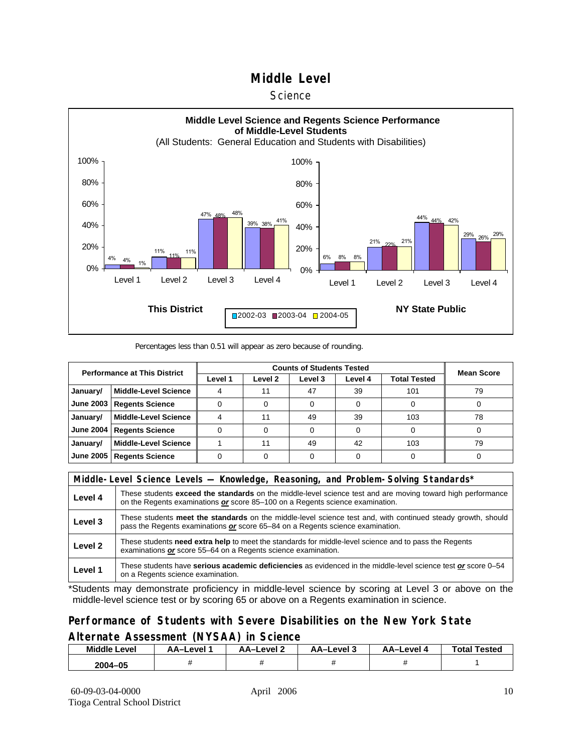# Middle Level

## Science

**Middle Level Science and Regents Science Performance of Middle-Level Students**
(All Students: General Education and Students with Disabilities)

| | This District 2002-03 | This District 2003-04 | This District 2004-05 | NY State Public 2002-03 | NY State Public 2003-04 | NY State Public 2004-05 |
|---|---|---|---|---|---|---|
| Level 1 | 4% | 4% | 1% | 6% | 8% | 8% |
| Level 2 | 11% | 11% | 11% | 21% | 22% | 21% |
| Level 3 | 47% | 48% | 48% | 44% | 44% | 42% |
| Level 4 | 39% | 38% | 41% | 29% | 26% | 29% |

Percentages less than 0.51 will appear as zero because of rounding.

| Performance at This District | | Counts of Students Tested | | | | | Mean Score |
|---|---|---|---|---|---|---|---|
| | | Level 1 | Level 2 | Level 3 | Level 4 | Total Tested | |
| January/ | Middle-Level Science | 4 | 11 | 47 | 39 | 101 | 79 |
| June 2003 | Regents Science | 0 | 0 | 0 | 0 | 0 | 0 |
| January/ | Middle-Level Science | 4 | 11 | 49 | 39 | 103 | 78 |
| June 2004 | Regents Science | 0 | 0 | 0 | 0 | 0 | 0 |
| January/ | Middle-Level Science | 1 | 11 | 49 | 42 | 103 | 79 |
| June 2005 | Regents Science | 0 | 0 | 0 | 0 | 0 | 0 |

| Middle-Level Science Levels — Knowledge, Reasoning, and Problem-Solving Standards* | |
|---|---|
| Level 4 | These students **exceed the standards** on the middle-level science test and are moving toward high performance on the Regents examinations ***or*** score 85–100 on a Regents science examination. |
| Level 3 | These students **meet the standards** on the middle-level science test and, with continued steady growth, should pass the Regents examinations ***or*** score 65–84 on a Regents science examination. |
| Level 2 | These students **need extra help** to meet the standards for middle-level science and to pass the Regents examinations ***or*** score 55–64 on a Regents science examination. |
| Level 1 | These students have **serious academic deficiencies** as evidenced in the middle-level science test ***or*** score 0–54 on a Regents science examination. |

*Students may demonstrate proficiency in middle-level science by scoring at Level 3 or above on the middle-level science test or by scoring 65 or above on a Regents examination in science.

## Performance of Students with Severe Disabilities on the New York State Alternate Assessment (NYSAA) in Science

| Middle Level | AA–Level 1 | AA–Level 2 | AA–Level 3 | AA–Level 4 | Total Tested |
|---|---|---|---|---|---|
| 2004–05 | # | # | # | # | 1 |

60-09-03-04-0000
Tioga Central School District

April 2006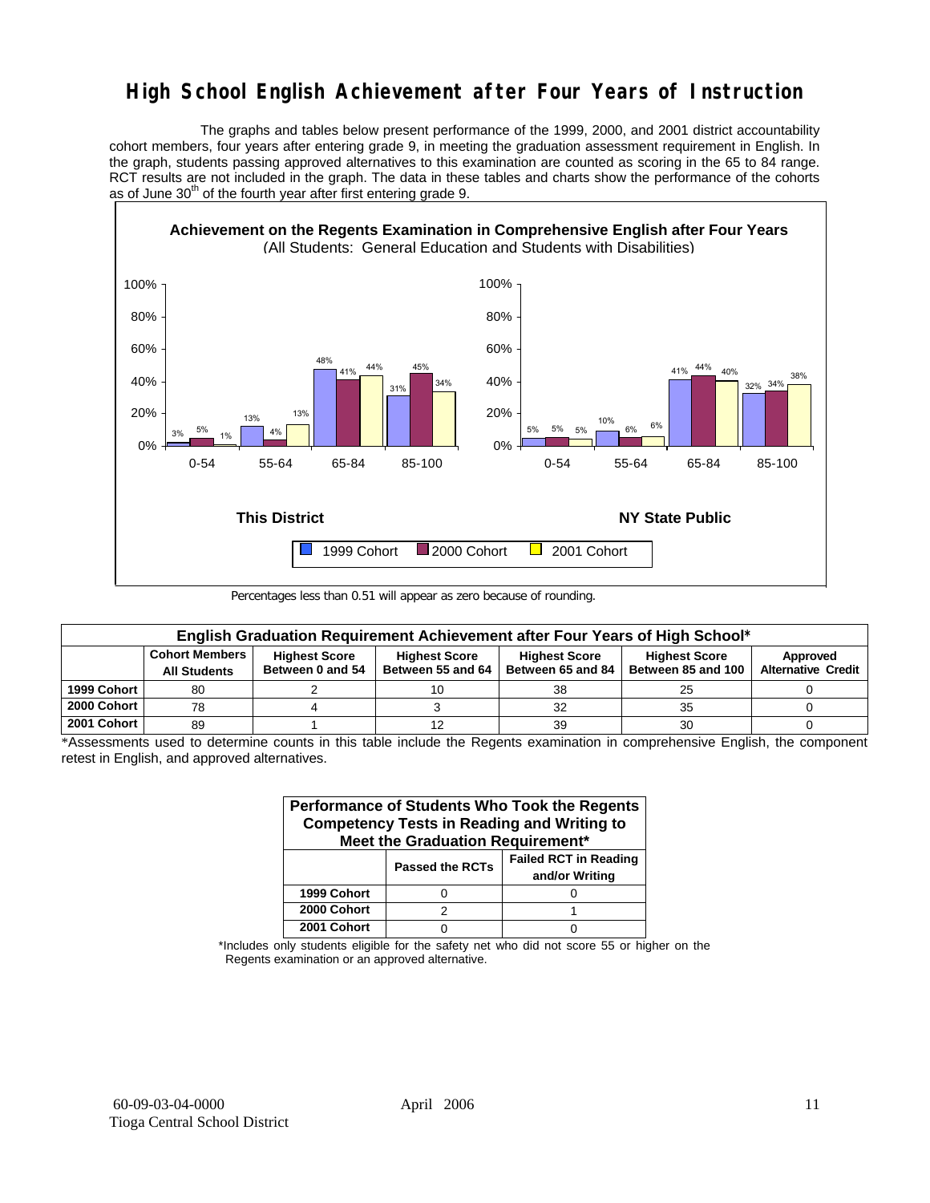# High School English Achievement after Four Years of Instruction

The graphs and tables below present performance of the 1999, 2000, and 2001 district accountability cohort members, four years after entering grade 9, in meeting the graduation assessment requirement in English. In the graph, students passing approved alternatives to this examination are counted as scoring in the 65 to 84 range. RCT results are not included in the graph. The data in these tables and charts show the performance of the cohorts as of June 30th of the fourth year after first entering grade 9.

**Achievement on the Regents Examination in Comprehensive English after Four Years**
(All Students: General Education and Students with Disabilities)

**This District**

| Score Range | 1999 Cohort | 2000 Cohort | 2001 Cohort |
|---|---|---|---|
| 0-54 | 3% | 5% | 1% |
| 55-64 | 13% | 4% | 13% |
| 65-84 | 48% | 41% | 44% |
| 85-100 | 31% | 45% | 34% |

**NY State Public**

| Score Range | 1999 Cohort | 2000 Cohort | 2001 Cohort |
|---|---|---|---|
| 0-54 | 5% | 5% | 5% |
| 55-64 | 10% | 6% | 6% |
| 65-84 | 41% | 44% | 40% |
| 85-100 | 32% | 34% | 38% |

Percentages less than 0.51 will appear as zero because of rounding.

| English Graduation Requirement Achievement after Four Years of High School* | | | | | | |
|---|---|---|---|---|---|---|
| | Cohort Members All Students | Highest Score Between 0 and 54 | Highest Score Between 55 and 64 | Highest Score Between 65 and 84 | Highest Score Between 85 and 100 | Approved Alternative Credit |
| 1999 Cohort | 80 | 2 | 10 | 38 | 25 | 0 |
| 2000 Cohort | 78 | 4 | 3 | 32 | 35 | 0 |
| 2001 Cohort | 89 | 1 | 12 | 39 | 30 | 0 |

*Assessments used to determine counts in this table include the Regents examination in comprehensive English, the component retest in English, and approved alternatives.

| Performance of Students Who Took the Regents Competency Tests in Reading and Writing to Meet the Graduation Requirement* | | |
|---|---|---|
| | Passed the RCTs | Failed RCT in Reading and/or Writing |
| 1999 Cohort | 0 | 0 |
| 2000 Cohort | 2 | 1 |
| 2001 Cohort | 0 | 0 |

*Includes only students eligible for the safety net who did not score 55 or higher on the Regents examination or an approved alternative.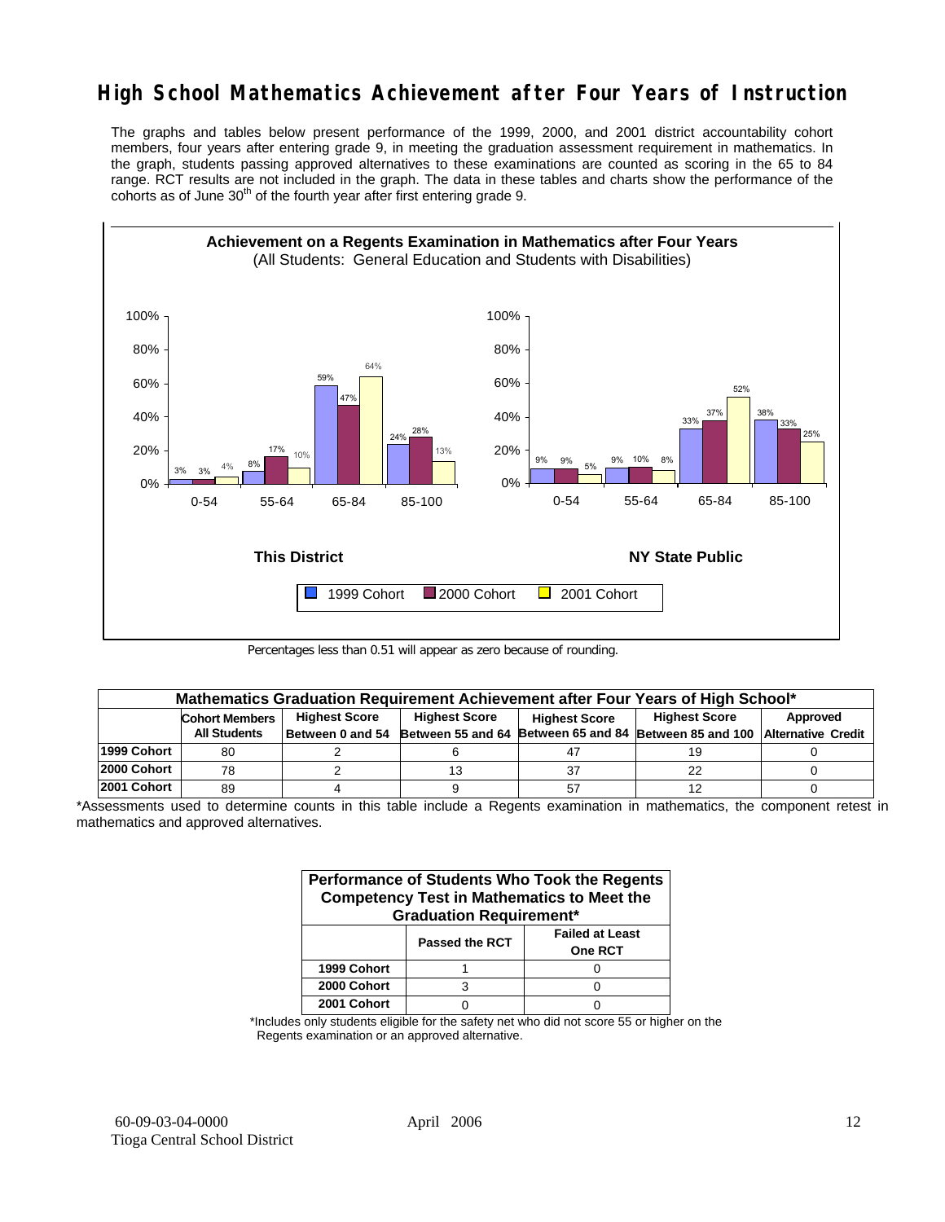# High School Mathematics Achievement after Four Years of Instruction

The graphs and tables below present performance of the 1999, 2000, and 2001 district accountability cohort members, four years after entering grade 9, in meeting the graduation assessment requirement in mathematics. In the graph, students passing approved alternatives to these examinations are counted as scoring in the 65 to 84 range. RCT results are not included in the graph. The data in these tables and charts show the performance of the cohorts as of June 30th of the fourth year after first entering grade 9.

**Achievement on a Regents Examination in Mathematics after Four Years**
(All Students: General Education and Students with Disabilities)

**This District**

| Score Range | 1999 Cohort | 2000 Cohort | 2001 Cohort |
|---|---|---|---|
| 0-54 | 3% | 3% | 4% |
| 55-64 | 8% | 17% | 10% |
| 65-84 | 59% | 47% | 64% |
| 85-100 | 24% | 28% | 13% |

**NY State Public**

| Score Range | 1999 Cohort | 2000 Cohort | 2001 Cohort |
|---|---|---|---|
| 0-54 | 9% | 9% | 5% |
| 55-64 | 9% | 10% | 8% |
| 65-84 | 33% | 37% | 52% |
| 85-100 | 38% | 33% | 25% |

Percentages less than 0.51 will appear as zero because of rounding.

**Mathematics Graduation Requirement Achievement after Four Years of High School***

| | Cohort Members All Students | Highest Score Between 0 and 54 | Highest Score Between 55 and 64 | Highest Score Between 65 and 84 | Highest Score Between 85 and 100 | Approved Alternative Credit |
|---|---|---|---|---|---|---|
| 1999 Cohort | 80 | 2 | 6 | 47 | 19 | 0 |
| 2000 Cohort | 78 | 2 | 13 | 37 | 22 | 0 |
| 2001 Cohort | 89 | 4 | 9 | 57 | 12 | 0 |

*Assessments used to determine counts in this table include a Regents examination in mathematics, the component retest in mathematics and approved alternatives.

**Performance of Students Who Took the Regents Competency Test in Mathematics to Meet the Graduation Requirement***

| | Passed the RCT | Failed at Least One RCT |
|---|---|---|
| 1999 Cohort | 1 | 0 |
| 2000 Cohort | 3 | 0 |
| 2001 Cohort | 0 | 0 |

*Includes only students eligible for the safety net who did not score 55 or higher on the Regents examination or an approved alternative.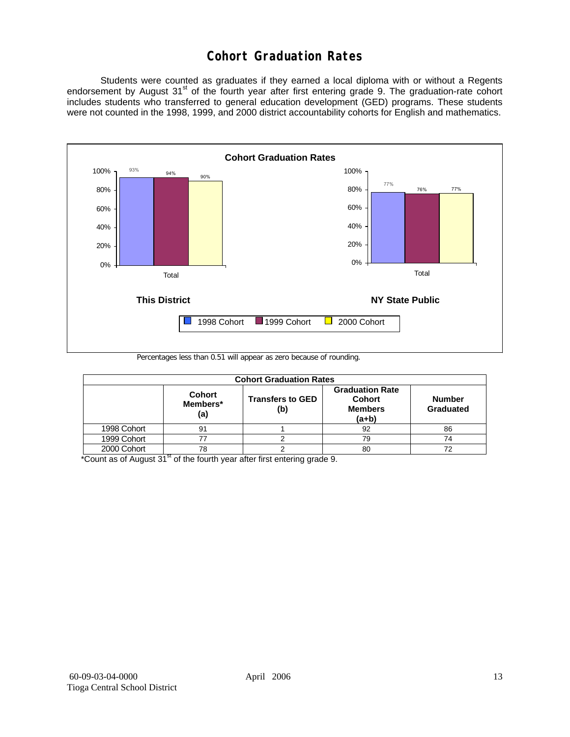# Cohort Graduation Rates

Students were counted as graduates if they earned a local diploma with or without a Regents endorsement by August 31st of the fourth year after first entering grade 9. The graduation-rate cohort includes students who transferred to general education development (GED) programs. These students were not counted in the 1998, 1999, and 2000 district accountability cohorts for English and mathematics.

**Cohort Graduation Rates**

| | 1998 Cohort | 1999 Cohort | 2000 Cohort |
|---|---|---|---|
| This District (Total) | 93% | 94% | 90% |
| NY State Public (Total) | 77% | 76% | 77% |

Percentages less than 0.51 will appear as zero because of rounding.

| Cohort Graduation Rates | | | | |
|---|---|---|---|---|
| | Cohort Members* (a) | Transfers to GED (b) | Graduation Rate Cohort Members (a+b) | Number Graduated |
| 1998 Cohort | 91 | 1 | 92 | 86 |
| 1999 Cohort | 77 | 2 | 79 | 74 |
| 2000 Cohort | 78 | 2 | 80 | 72 |

*Count as of August 31st of the fourth year after first entering grade 9.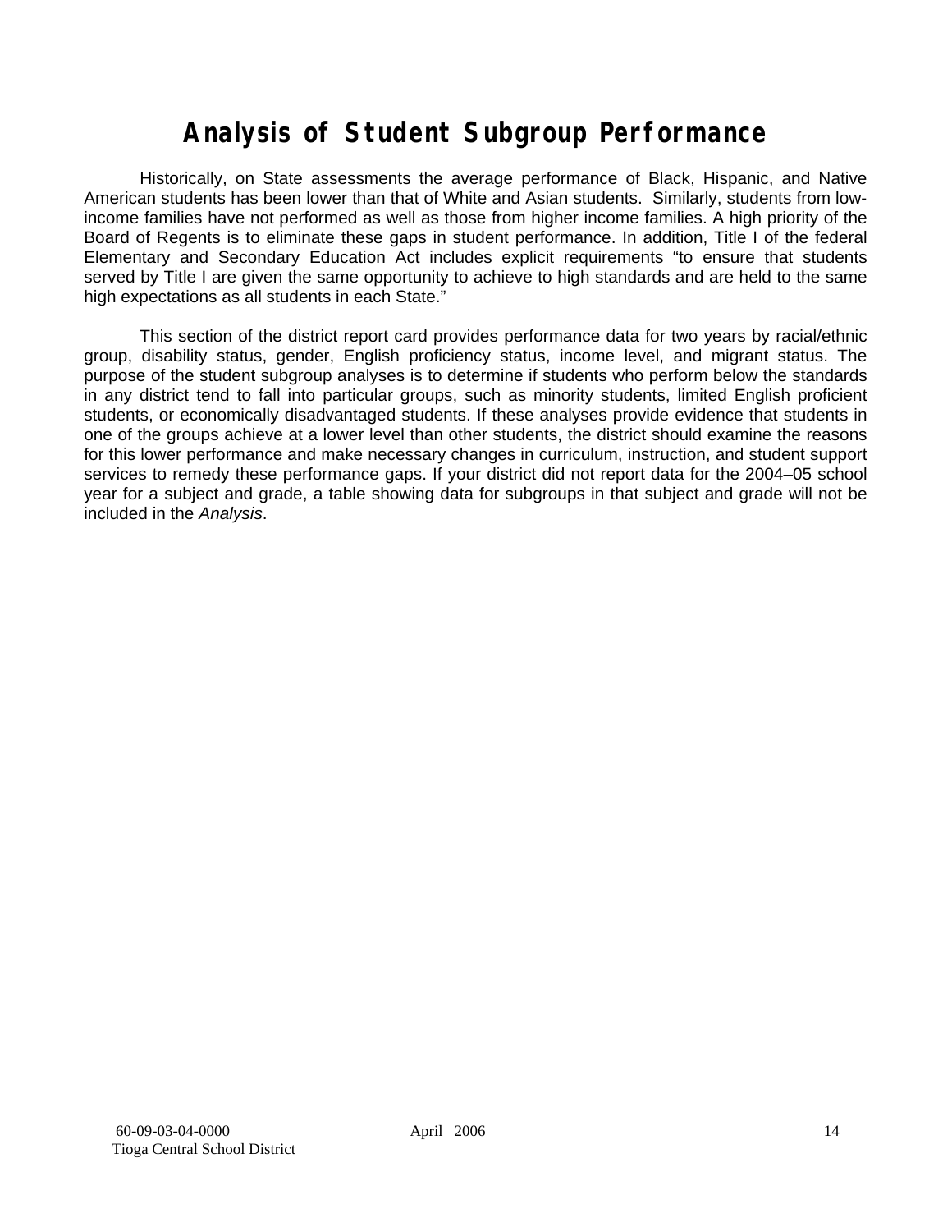# Analysis of Student Subgroup Performance

Historically, on State assessments the average performance of Black, Hispanic, and Native American students has been lower than that of White and Asian students. Similarly, students from low-income families have not performed as well as those from higher income families. A high priority of the Board of Regents is to eliminate these gaps in student performance. In addition, Title I of the federal Elementary and Secondary Education Act includes explicit requirements "to ensure that students served by Title I are given the same opportunity to achieve to high standards and are held to the same high expectations as all students in each State."

This section of the district report card provides performance data for two years by racial/ethnic group, disability status, gender, English proficiency status, income level, and migrant status. The purpose of the student subgroup analyses is to determine if students who perform below the standards in any district tend to fall into particular groups, such as minority students, limited English proficient students, or economically disadvantaged students. If these analyses provide evidence that students in one of the groups achieve at a lower level than other students, the district should examine the reasons for this lower performance and make necessary changes in curriculum, instruction, and student support services to remedy these performance gaps. If your district did not report data for the 2004–05 school year for a subject and grade, a table showing data for subgroups in that subject and grade will not be included in the *Analysis*.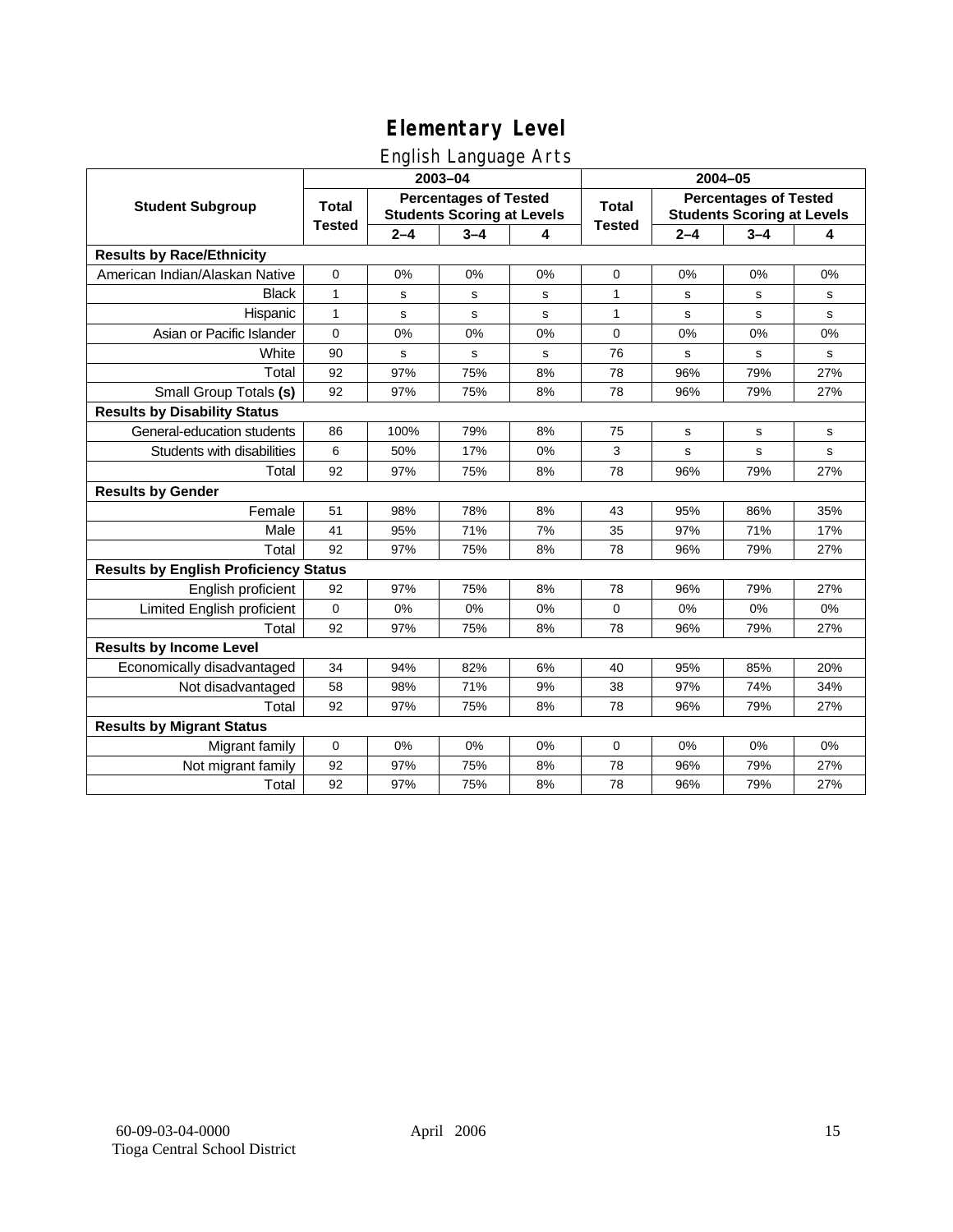# Elementary Level

## English Language Arts

| Student Subgroup | 2003–04 | | | | 2004–05 | | | |
|---|---|---|---|---|---|---|---|---|
| | Total Tested | Percentages of Tested Students Scoring at Levels | | | Total Tested | Percentages of Tested Students Scoring at Levels | | |
| | | 2–4 | 3–4 | 4 | | 2–4 | 3–4 | 4 |
| **Results by Race/Ethnicity** | | | | | | | | |
| American Indian/Alaskan Native | 0 | 0% | 0% | 0% | 0 | 0% | 0% | 0% |
| Black | 1 | s | s | s | 1 | s | s | s |
| Hispanic | 1 | s | s | s | 1 | s | s | s |
| Asian or Pacific Islander | 0 | 0% | 0% | 0% | 0 | 0% | 0% | 0% |
| White | 90 | s | s | s | 76 | s | s | s |
| Total | 92 | 97% | 75% | 8% | 78 | 96% | 79% | 27% |
| Small Group Totals **(s)** | 92 | 97% | 75% | 8% | 78 | 96% | 79% | 27% |
| **Results by Disability Status** | | | | | | | | |
| General-education students | 86 | 100% | 79% | 8% | 75 | s | s | s |
| Students with disabilities | 6 | 50% | 17% | 0% | 3 | s | s | s |
| Total | 92 | 97% | 75% | 8% | 78 | 96% | 79% | 27% |
| **Results by Gender** | | | | | | | | |
| Female | 51 | 98% | 78% | 8% | 43 | 95% | 86% | 35% |
| Male | 41 | 95% | 71% | 7% | 35 | 97% | 71% | 17% |
| Total | 92 | 97% | 75% | 8% | 78 | 96% | 79% | 27% |
| **Results by English Proficiency Status** | | | | | | | | |
| English proficient | 92 | 97% | 75% | 8% | 78 | 96% | 79% | 27% |
| Limited English proficient | 0 | 0% | 0% | 0% | 0 | 0% | 0% | 0% |
| Total | 92 | 97% | 75% | 8% | 78 | 96% | 79% | 27% |
| **Results by Income Level** | | | | | | | | |
| Economically disadvantaged | 34 | 94% | 82% | 6% | 40 | 95% | 85% | 20% |
| Not disadvantaged | 58 | 98% | 71% | 9% | 38 | 97% | 74% | 34% |
| Total | 92 | 97% | 75% | 8% | 78 | 96% | 79% | 27% |
| **Results by Migrant Status** | | | | | | | | |
| Migrant family | 0 | 0% | 0% | 0% | 0 | 0% | 0% | 0% |
| Not migrant family | 92 | 97% | 75% | 8% | 78 | 96% | 79% | 27% |
| Total | 92 | 97% | 75% | 8% | 78 | 96% | 79% | 27% |

60-09-03-04-0000
Tioga Central School District

April 2006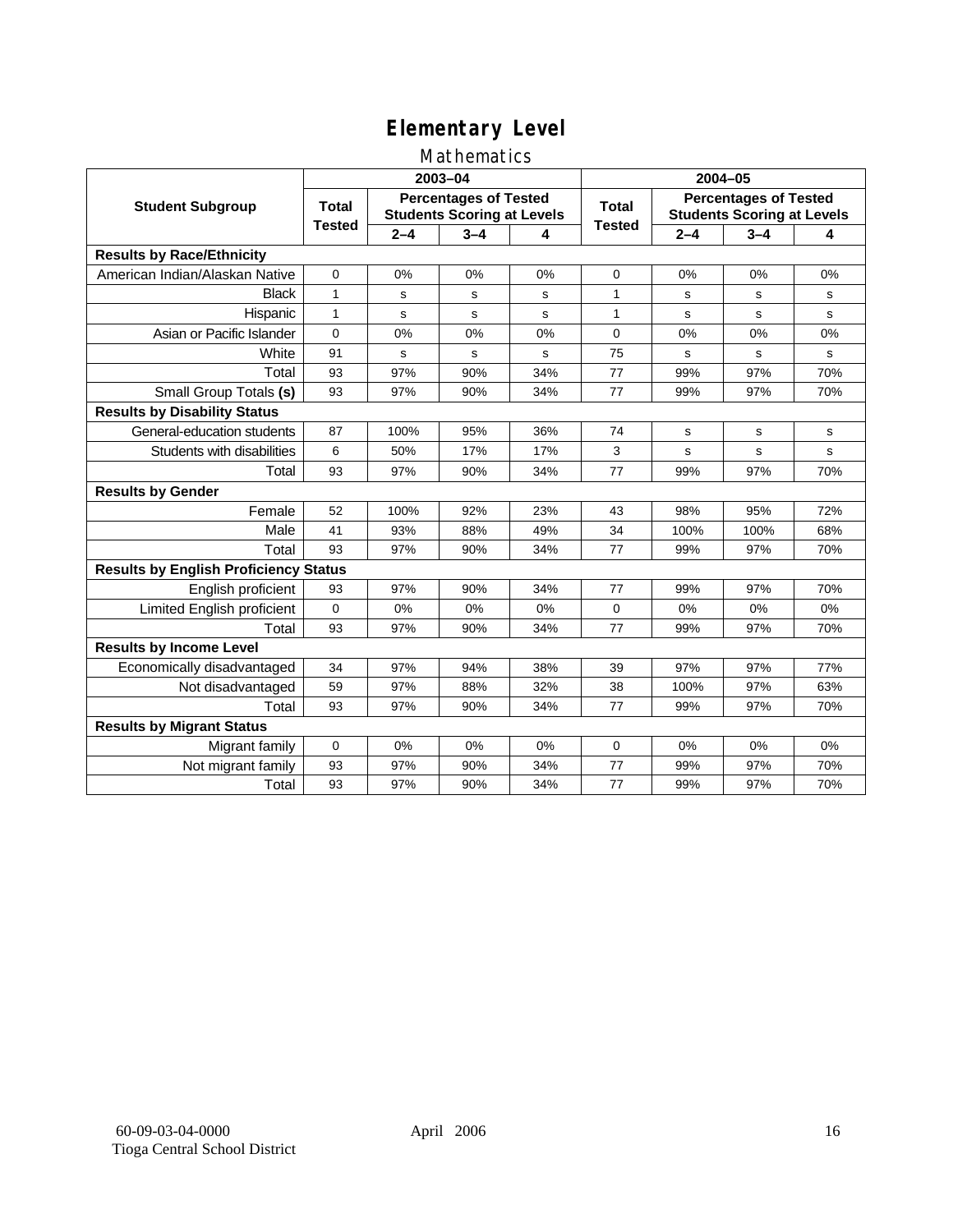# Elementary Level

## Mathematics

| Student Subgroup | 2003–04 | | | | 2004–05 | | | |
|---|---|---|---|---|---|---|---|---|
| | Total Tested | Percentages of Tested Students Scoring at Levels | | | Total Tested | Percentages of Tested Students Scoring at Levels | | |
| | | 2–4 | 3–4 | 4 | | 2–4 | 3–4 | 4 |
| **Results by Race/Ethnicity** | | | | | | | | |
| American Indian/Alaskan Native | 0 | 0% | 0% | 0% | 0 | 0% | 0% | 0% |
| Black | 1 | s | s | s | 1 | s | s | s |
| Hispanic | 1 | s | s | s | 1 | s | s | s |
| Asian or Pacific Islander | 0 | 0% | 0% | 0% | 0 | 0% | 0% | 0% |
| White | 91 | s | s | s | 75 | s | s | s |
| Total | 93 | 97% | 90% | 34% | 77 | 99% | 97% | 70% |
| Small Group Totals **(s)** | 93 | 97% | 90% | 34% | 77 | 99% | 97% | 70% |
| **Results by Disability Status** | | | | | | | | |
| General-education students | 87 | 100% | 95% | 36% | 74 | s | s | s |
| Students with disabilities | 6 | 50% | 17% | 17% | 3 | s | s | s |
| Total | 93 | 97% | 90% | 34% | 77 | 99% | 97% | 70% |
| **Results by Gender** | | | | | | | | |
| Female | 52 | 100% | 92% | 23% | 43 | 98% | 95% | 72% |
| Male | 41 | 93% | 88% | 49% | 34 | 100% | 100% | 68% |
| Total | 93 | 97% | 90% | 34% | 77 | 99% | 97% | 70% |
| **Results by English Proficiency Status** | | | | | | | | |
| English proficient | 93 | 97% | 90% | 34% | 77 | 99% | 97% | 70% |
| Limited English proficient | 0 | 0% | 0% | 0% | 0 | 0% | 0% | 0% |
| Total | 93 | 97% | 90% | 34% | 77 | 99% | 97% | 70% |
| **Results by Income Level** | | | | | | | | |
| Economically disadvantaged | 34 | 97% | 94% | 38% | 39 | 97% | 97% | 77% |
| Not disadvantaged | 59 | 97% | 88% | 32% | 38 | 100% | 97% | 63% |
| Total | 93 | 97% | 90% | 34% | 77 | 99% | 97% | 70% |
| **Results by Migrant Status** | | | | | | | | |
| Migrant family | 0 | 0% | 0% | 0% | 0 | 0% | 0% | 0% |
| Not migrant family | 93 | 97% | 90% | 34% | 77 | 99% | 97% | 70% |
| Total | 93 | 97% | 90% | 34% | 77 | 99% | 97% | 70% |

60-09-03-04-0000
Tioga Central School District

April 2006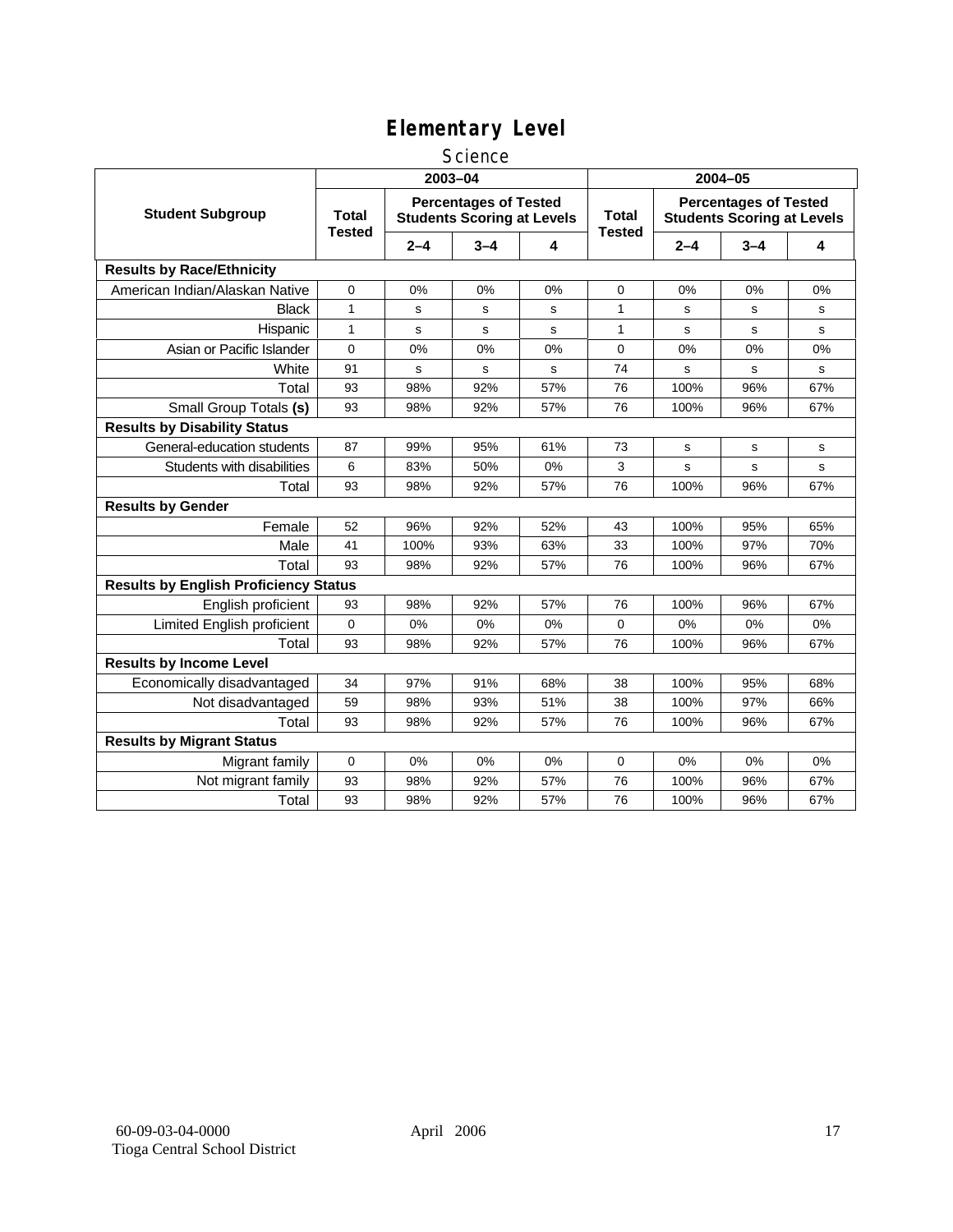# Elementary Level

## Science

| Student Subgroup | 2003–04 | | | | 2004–05 | | | |
|---|---|---|---|---|---|---|---|---|
| | Total Tested | Percentages of Tested Students Scoring at Levels | | | Total Tested | Percentages of Tested Students Scoring at Levels | | |
| | | 2–4 | 3–4 | 4 | | 2–4 | 3–4 | 4 |
| **Results by Race/Ethnicity** | | | | | | | | |
| American Indian/Alaskan Native | 0 | 0% | 0% | 0% | 0 | 0% | 0% | 0% |
| Black | 1 | s | s | s | 1 | s | s | s |
| Hispanic | 1 | s | s | s | 1 | s | s | s |
| Asian or Pacific Islander | 0 | 0% | 0% | 0% | 0 | 0% | 0% | 0% |
| White | 91 | s | s | s | 74 | s | s | s |
| Total | 93 | 98% | 92% | 57% | 76 | 100% | 96% | 67% |
| Small Group Totals **(s)** | 93 | 98% | 92% | 57% | 76 | 100% | 96% | 67% |
| **Results by Disability Status** | | | | | | | | |
| General-education students | 87 | 99% | 95% | 61% | 73 | s | s | s |
| Students with disabilities | 6 | 83% | 50% | 0% | 3 | s | s | s |
| Total | 93 | 98% | 92% | 57% | 76 | 100% | 96% | 67% |
| **Results by Gender** | | | | | | | | |
| Female | 52 | 96% | 92% | 52% | 43 | 100% | 95% | 65% |
| Male | 41 | 100% | 93% | 63% | 33 | 100% | 97% | 70% |
| Total | 93 | 98% | 92% | 57% | 76 | 100% | 96% | 67% |
| **Results by English Proficiency Status** | | | | | | | | |
| English proficient | 93 | 98% | 92% | 57% | 76 | 100% | 96% | 67% |
| Limited English proficient | 0 | 0% | 0% | 0% | 0 | 0% | 0% | 0% |
| Total | 93 | 98% | 92% | 57% | 76 | 100% | 96% | 67% |
| **Results by Income Level** | | | | | | | | |
| Economically disadvantaged | 34 | 97% | 91% | 68% | 38 | 100% | 95% | 68% |
| Not disadvantaged | 59 | 98% | 93% | 51% | 38 | 100% | 97% | 66% |
| Total | 93 | 98% | 92% | 57% | 76 | 100% | 96% | 67% |
| **Results by Migrant Status** | | | | | | | | |
| Migrant family | 0 | 0% | 0% | 0% | 0 | 0% | 0% | 0% |
| Not migrant family | 93 | 98% | 92% | 57% | 76 | 100% | 96% | 67% |
| Total | 93 | 98% | 92% | 57% | 76 | 100% | 96% | 67% |

60-09-03-04-0000
Tioga Central School District

April 2006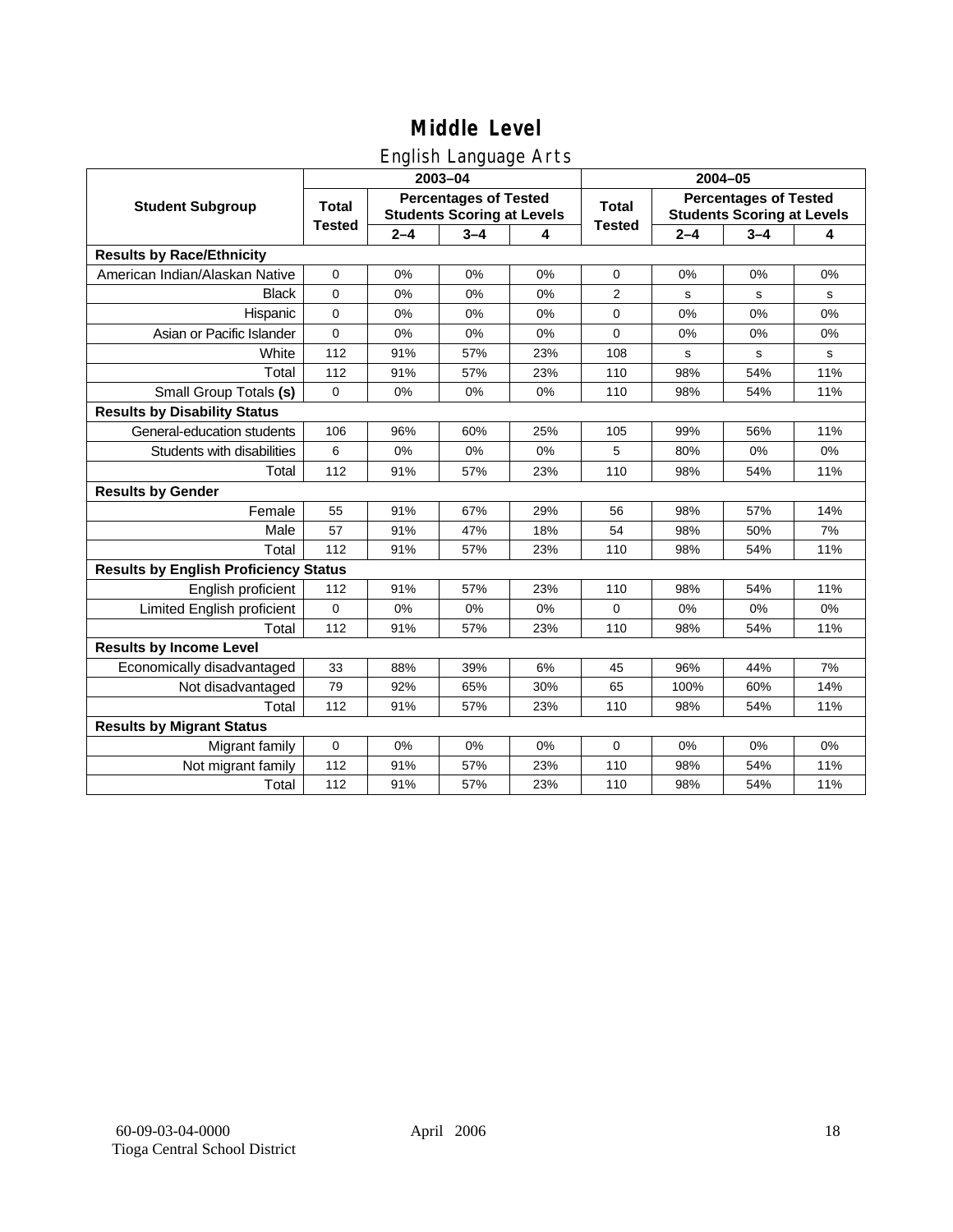# Middle Level

## English Language Arts

| Student Subgroup | 2003–04 | | | | 2004–05 | | | |
|---|---|---|---|---|---|---|---|---|
| | Total Tested | Percentages of Tested Students Scoring at Levels | | | Total Tested | Percentages of Tested Students Scoring at Levels | | |
| | | 2–4 | 3–4 | 4 | | 2–4 | 3–4 | 4 |
| **Results by Race/Ethnicity** | | | | | | | | |
| American Indian/Alaskan Native | 0 | 0% | 0% | 0% | 0 | 0% | 0% | 0% |
| Black | 0 | 0% | 0% | 0% | 2 | s | s | s |
| Hispanic | 0 | 0% | 0% | 0% | 0 | 0% | 0% | 0% |
| Asian or Pacific Islander | 0 | 0% | 0% | 0% | 0 | 0% | 0% | 0% |
| White | 112 | 91% | 57% | 23% | 108 | s | s | s |
| Total | 112 | 91% | 57% | 23% | 110 | 98% | 54% | 11% |
| Small Group Totals **(s)** | 0 | 0% | 0% | 0% | 110 | 98% | 54% | 11% |
| **Results by Disability Status** | | | | | | | | |
| General-education students | 106 | 96% | 60% | 25% | 105 | 99% | 56% | 11% |
| Students with disabilities | 6 | 0% | 0% | 0% | 5 | 80% | 0% | 0% |
| Total | 112 | 91% | 57% | 23% | 110 | 98% | 54% | 11% |
| **Results by Gender** | | | | | | | | |
| Female | 55 | 91% | 67% | 29% | 56 | 98% | 57% | 14% |
| Male | 57 | 91% | 47% | 18% | 54 | 98% | 50% | 7% |
| Total | 112 | 91% | 57% | 23% | 110 | 98% | 54% | 11% |
| **Results by English Proficiency Status** | | | | | | | | |
| English proficient | 112 | 91% | 57% | 23% | 110 | 98% | 54% | 11% |
| Limited English proficient | 0 | 0% | 0% | 0% | 0 | 0% | 0% | 0% |
| Total | 112 | 91% | 57% | 23% | 110 | 98% | 54% | 11% |
| **Results by Income Level** | | | | | | | | |
| Economically disadvantaged | 33 | 88% | 39% | 6% | 45 | 96% | 44% | 7% |
| Not disadvantaged | 79 | 92% | 65% | 30% | 65 | 100% | 60% | 14% |
| Total | 112 | 91% | 57% | 23% | 110 | 98% | 54% | 11% |
| **Results by Migrant Status** | | | | | | | | |
| Migrant family | 0 | 0% | 0% | 0% | 0 | 0% | 0% | 0% |
| Not migrant family | 112 | 91% | 57% | 23% | 110 | 98% | 54% | 11% |
| Total | 112 | 91% | 57% | 23% | 110 | 98% | 54% | 11% |

60-09-03-04-0000
Tioga Central School District

April 2006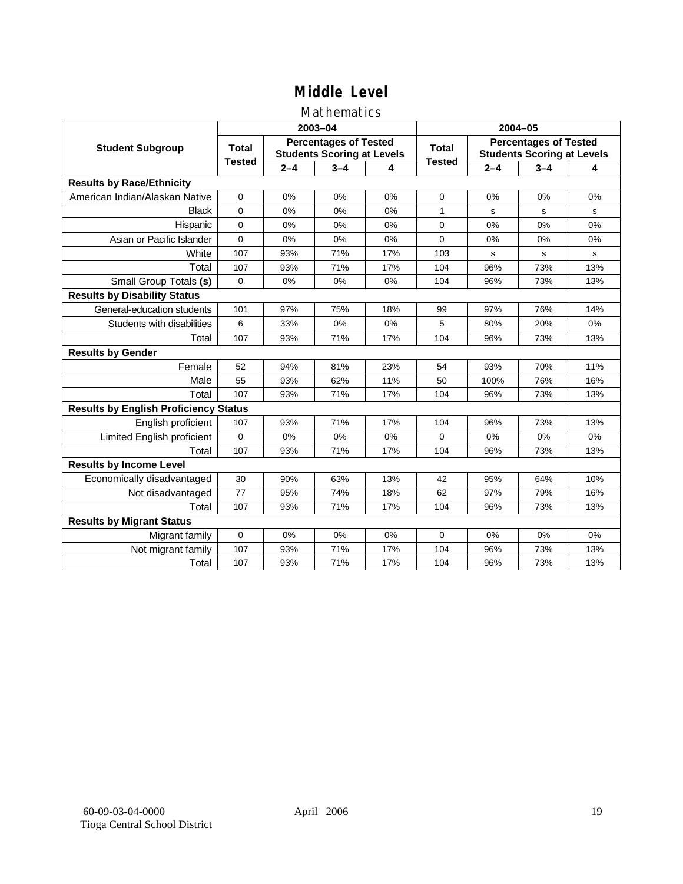# Middle Level

## Mathematics

| Student Subgroup | 2003–04 | | | | 2004–05 | | | |
|---|---|---|---|---|---|---|---|---|
| | Total Tested | Percentages of Tested Students Scoring at Levels | | | Total Tested | Percentages of Tested Students Scoring at Levels | | |
| | | 2–4 | 3–4 | 4 | | 2–4 | 3–4 | 4 |
| **Results by Race/Ethnicity** | | | | | | | | |
| American Indian/Alaskan Native | 0 | 0% | 0% | 0% | 0 | 0% | 0% | 0% |
| Black | 0 | 0% | 0% | 0% | 1 | s | s | s |
| Hispanic | 0 | 0% | 0% | 0% | 0 | 0% | 0% | 0% |
| Asian or Pacific Islander | 0 | 0% | 0% | 0% | 0 | 0% | 0% | 0% |
| White | 107 | 93% | 71% | 17% | 103 | s | s | s |
| Total | 107 | 93% | 71% | 17% | 104 | 96% | 73% | 13% |
| Small Group Totals **(s)** | 0 | 0% | 0% | 0% | 104 | 96% | 73% | 13% |
| **Results by Disability Status** | | | | | | | | |
| General-education students | 101 | 97% | 75% | 18% | 99 | 97% | 76% | 14% |
| Students with disabilities | 6 | 33% | 0% | 0% | 5 | 80% | 20% | 0% |
| Total | 107 | 93% | 71% | 17% | 104 | 96% | 73% | 13% |
| **Results by Gender** | | | | | | | | |
| Female | 52 | 94% | 81% | 23% | 54 | 93% | 70% | 11% |
| Male | 55 | 93% | 62% | 11% | 50 | 100% | 76% | 16% |
| Total | 107 | 93% | 71% | 17% | 104 | 96% | 73% | 13% |
| **Results by English Proficiency Status** | | | | | | | | |
| English proficient | 107 | 93% | 71% | 17% | 104 | 96% | 73% | 13% |
| Limited English proficient | 0 | 0% | 0% | 0% | 0 | 0% | 0% | 0% |
| Total | 107 | 93% | 71% | 17% | 104 | 96% | 73% | 13% |
| **Results by Income Level** | | | | | | | | |
| Economically disadvantaged | 30 | 90% | 63% | 13% | 42 | 95% | 64% | 10% |
| Not disadvantaged | 77 | 95% | 74% | 18% | 62 | 97% | 79% | 16% |
| Total | 107 | 93% | 71% | 17% | 104 | 96% | 73% | 13% |
| **Results by Migrant Status** | | | | | | | | |
| Migrant family | 0 | 0% | 0% | 0% | 0 | 0% | 0% | 0% |
| Not migrant family | 107 | 93% | 71% | 17% | 104 | 96% | 73% | 13% |
| Total | 107 | 93% | 71% | 17% | 104 | 96% | 73% | 13% |

60-09-03-04-0000
Tioga Central School District

April 2006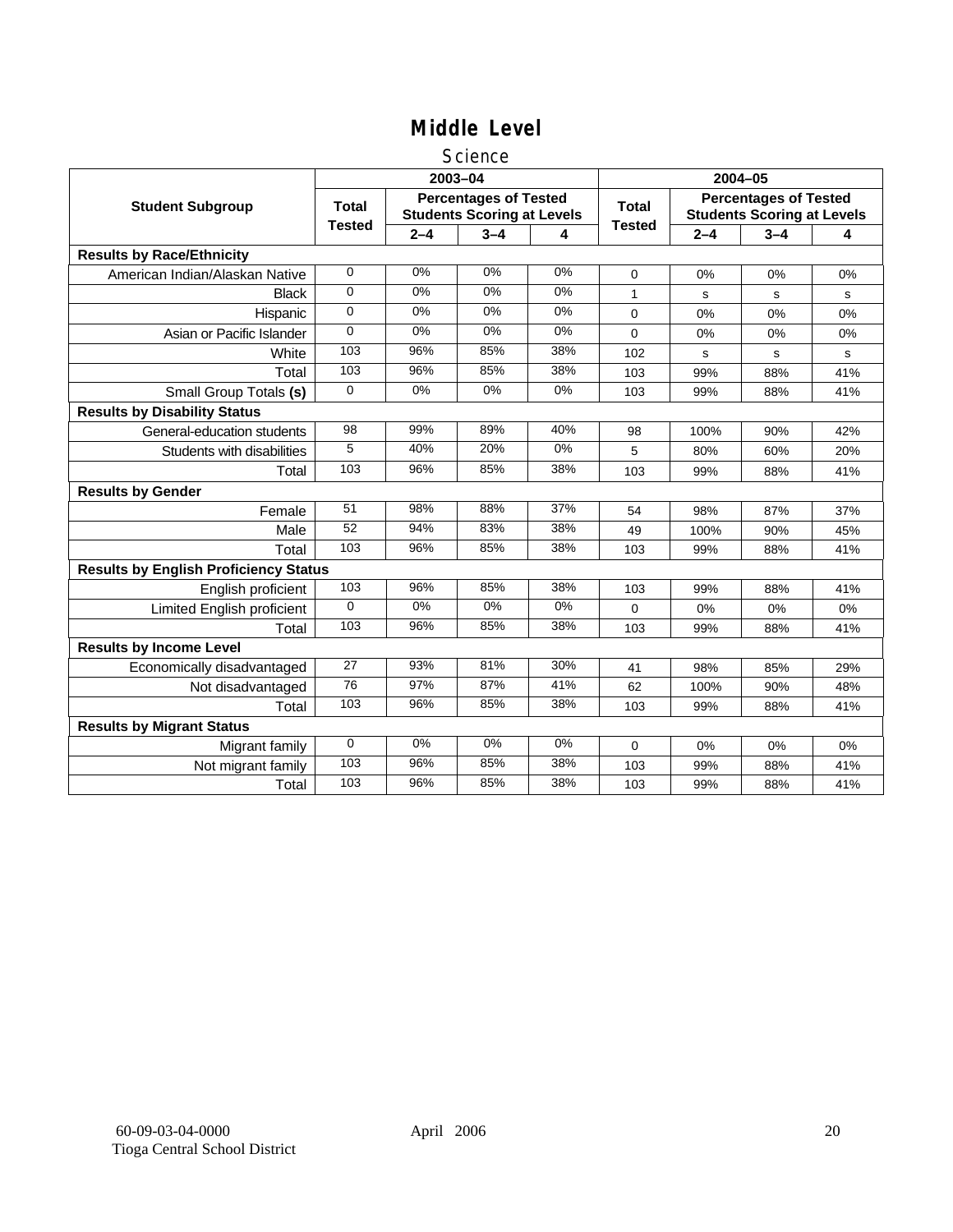# Middle Level

## Science

| Student Subgroup | 2003–04 | | | | 2004–05 | | | |
|---|---|---|---|---|---|---|---|---|
| | Total Tested | Percentages of Tested Students Scoring at Levels | | | Total Tested | Percentages of Tested Students Scoring at Levels | | |
| | | 2–4 | 3–4 | 4 | | 2–4 | 3–4 | 4 |
| **Results by Race/Ethnicity** | | | | | | | | |
| American Indian/Alaskan Native | 0 | 0% | 0% | 0% | 0 | 0% | 0% | 0% |
| Black | 0 | 0% | 0% | 0% | 1 | s | s | s |
| Hispanic | 0 | 0% | 0% | 0% | 0 | 0% | 0% | 0% |
| Asian or Pacific Islander | 0 | 0% | 0% | 0% | 0 | 0% | 0% | 0% |
| White | 103 | 96% | 85% | 38% | 102 | s | s | s |
| Total | 103 | 96% | 85% | 38% | 103 | 99% | 88% | 41% |
| Small Group Totals **(s)** | 0 | 0% | 0% | 0% | 103 | 99% | 88% | 41% |
| **Results by Disability Status** | | | | | | | | |
| General-education students | 98 | 99% | 89% | 40% | 98 | 100% | 90% | 42% |
| Students with disabilities | 5 | 40% | 20% | 0% | 5 | 80% | 60% | 20% |
| Total | 103 | 96% | 85% | 38% | 103 | 99% | 88% | 41% |
| **Results by Gender** | | | | | | | | |
| Female | 51 | 98% | 88% | 37% | 54 | 98% | 87% | 37% |
| Male | 52 | 94% | 83% | 38% | 49 | 100% | 90% | 45% |
| Total | 103 | 96% | 85% | 38% | 103 | 99% | 88% | 41% |
| **Results by English Proficiency Status** | | | | | | | | |
| English proficient | 103 | 96% | 85% | 38% | 103 | 99% | 88% | 41% |
| Limited English proficient | 0 | 0% | 0% | 0% | 0 | 0% | 0% | 0% |
| Total | 103 | 96% | 85% | 38% | 103 | 99% | 88% | 41% |
| **Results by Income Level** | | | | | | | | |
| Economically disadvantaged | 27 | 93% | 81% | 30% | 41 | 98% | 85% | 29% |
| Not disadvantaged | 76 | 97% | 87% | 41% | 62 | 100% | 90% | 48% |
| Total | 103 | 96% | 85% | 38% | 103 | 99% | 88% | 41% |
| **Results by Migrant Status** | | | | | | | | |
| Migrant family | 0 | 0% | 0% | 0% | 0 | 0% | 0% | 0% |
| Not migrant family | 103 | 96% | 85% | 38% | 103 | 99% | 88% | 41% |
| Total | 103 | 96% | 85% | 38% | 103 | 99% | 88% | 41% |

60-09-03-04-0000
Tioga Central School District

April 2006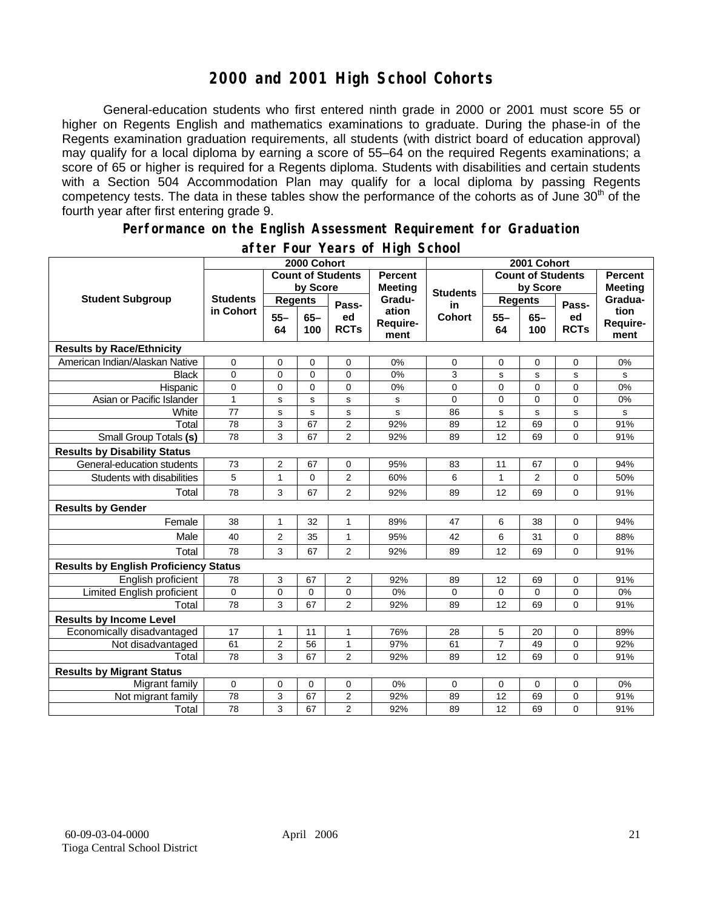# 2000 and 2001 High School Cohorts

General-education students who first entered ninth grade in 2000 or 2001 must score 55 or higher on Regents English and mathematics examinations to graduate. During the phase-in of the Regents examination graduation requirements, all students (with district board of education approval) may qualify for a local diploma by earning a score of 55–64 on the required Regents examinations; a score of 65 or higher is required for a Regents diploma. Students with disabilities and certain students with a Section 504 Accommodation Plan may qualify for a local diploma by passing Regents competency tests. The data in these tables show the performance of the cohorts as of June 30th of the fourth year after first entering grade 9.

## Performance on the English Assessment Requirement for Graduation after Four Years of High School

| Student Subgroup | 2000 Cohort | | | | | 2001 Cohort | | | | |
|---|---|---|---|---|---|---|---|---|---|---|
| | Students in Cohort | Count of Students by Score | | | Percent Meeting Graduation Requirement | Students in Cohort | Count of Students by Score | | | Percent Meeting Graduation Requirement |
| | | Regents | | Passed RCTs | | | Regents | | Passed RCTs | |
| | | 55–64 | 65–100 | | | | 55–64 | 65–100 | | |
| **Results by Race/Ethnicity** | | | | | | | | | | |
| American Indian/Alaskan Native | 0 | 0 | 0 | 0 | 0% | 0 | 0 | 0 | 0 | 0% |
| Black | 0 | 0 | 0 | 0 | 0% | 3 | s | s | s | s |
| Hispanic | 0 | 0 | 0 | 0 | 0% | 0 | 0 | 0 | 0 | 0% |
| Asian or Pacific Islander | 1 | s | s | s | s | 0 | 0 | 0 | 0 | 0% |
| White | 77 | s | s | s | s | 86 | s | s | s | s |
| Total | 78 | 3 | 67 | 2 | 92% | 89 | 12 | 69 | 0 | 91% |
| Small Group Totals **(s)** | 78 | 3 | 67 | 2 | 92% | 89 | 12 | 69 | 0 | 91% |
| **Results by Disability Status** | | | | | | | | | | |
| General-education students | 73 | 2 | 67 | 0 | 95% | 83 | 11 | 67 | 0 | 94% |
| Students with disabilities | 5 | 1 | 0 | 2 | 60% | 6 | 1 | 2 | 0 | 50% |
| Total | 78 | 3 | 67 | 2 | 92% | 89 | 12 | 69 | 0 | 91% |
| **Results by Gender** | | | | | | | | | | |
| Female | 38 | 1 | 32 | 1 | 89% | 47 | 6 | 38 | 0 | 94% |
| Male | 40 | 2 | 35 | 1 | 95% | 42 | 6 | 31 | 0 | 88% |
| Total | 78 | 3 | 67 | 2 | 92% | 89 | 12 | 69 | 0 | 91% |
| **Results by English Proficiency Status** | | | | | | | | | | |
| English proficient | 78 | 3 | 67 | 2 | 92% | 89 | 12 | 69 | 0 | 91% |
| Limited English proficient | 0 | 0 | 0 | 0 | 0% | 0 | 0 | 0 | 0 | 0% |
| Total | 78 | 3 | 67 | 2 | 92% | 89 | 12 | 69 | 0 | 91% |
| **Results by Income Level** | | | | | | | | | | |
| Economically disadvantaged | 17 | 1 | 11 | 1 | 76% | 28 | 5 | 20 | 0 | 89% |
| Not disadvantaged | 61 | 2 | 56 | 1 | 97% | 61 | 7 | 49 | 0 | 92% |
| Total | 78 | 3 | 67 | 2 | 92% | 89 | 12 | 69 | 0 | 91% |
| **Results by Migrant Status** | | | | | | | | | | |
| Migrant family | 0 | 0 | 0 | 0 | 0% | 0 | 0 | 0 | 0 | 0% |
| Not migrant family | 78 | 3 | 67 | 2 | 92% | 89 | 12 | 69 | 0 | 91% |
| Total | 78 | 3 | 67 | 2 | 92% | 89 | 12 | 69 | 0 | 91% |

60-09-03-04-0000 April 2006
Tioga Central School District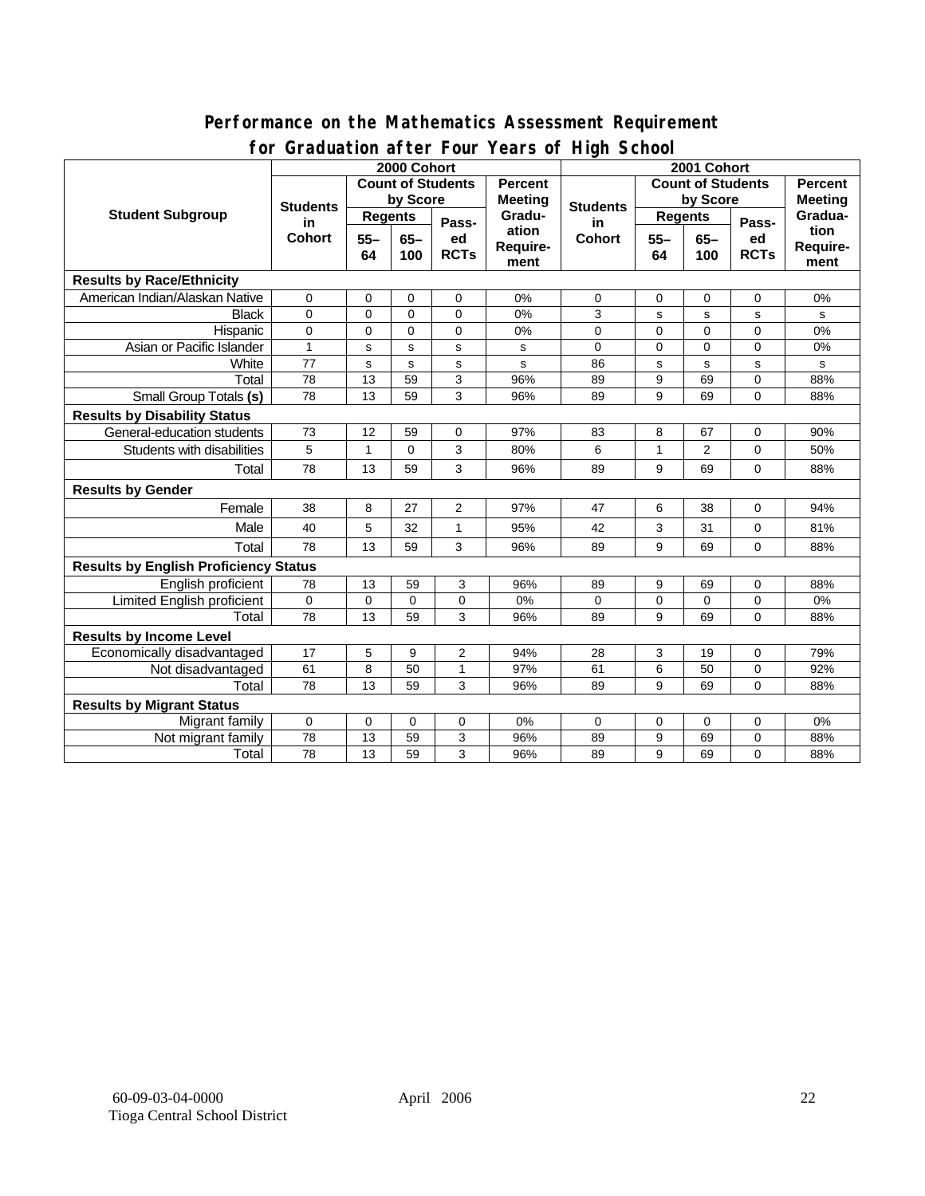## Performance on the Mathematics Assessment Requirement for Graduation after Four Years of High School

| Student Subgroup | 2000 Cohort | | | | | 2001 Cohort | | | | |
|---|---|---|---|---|---|---|---|---|---|---|
| | Students in Cohort | Count of Students by Score | | | Percent Meeting Graduation Requirement | Students in Cohort | Count of Students by Score | | | Percent Meeting Graduation Requirement |
| | | Regents 55–64 | Regents 65–100 | Passed RCTs | | | Regents 55–64 | Regents 65–100 | Passed RCTs | |
| **Results by Race/Ethnicity** | | | | | | | | | | |
| American Indian/Alaskan Native | 0 | 0 | 0 | 0 | 0% | 0 | 0 | 0 | 0 | 0% |
| Black | 0 | 0 | 0 | 0 | 0% | 3 | s | s | s | s |
| Hispanic | 0 | 0 | 0 | 0 | 0% | 0 | 0 | 0 | 0 | 0% |
| Asian or Pacific Islander | 1 | s | s | s | s | 0 | 0 | 0 | 0 | 0% |
| White | 77 | s | s | s | s | 86 | s | s | s | s |
| Total | 78 | 13 | 59 | 3 | 96% | 89 | 9 | 69 | 0 | 88% |
| Small Group Totals **(s)** | 78 | 13 | 59 | 3 | 96% | 89 | 9 | 69 | 0 | 88% |
| **Results by Disability Status** | | | | | | | | | | |
| General-education students | 73 | 12 | 59 | 0 | 97% | 83 | 8 | 67 | 0 | 90% |
| Students with disabilities | 5 | 1 | 0 | 3 | 80% | 6 | 1 | 2 | 0 | 50% |
| Total | 78 | 13 | 59 | 3 | 96% | 89 | 9 | 69 | 0 | 88% |
| **Results by Gender** | | | | | | | | | | |
| Female | 38 | 8 | 27 | 2 | 97% | 47 | 6 | 38 | 0 | 94% |
| Male | 40 | 5 | 32 | 1 | 95% | 42 | 3 | 31 | 0 | 81% |
| Total | 78 | 13 | 59 | 3 | 96% | 89 | 9 | 69 | 0 | 88% |
| **Results by English Proficiency Status** | | | | | | | | | | |
| English proficient | 78 | 13 | 59 | 3 | 96% | 89 | 9 | 69 | 0 | 88% |
| Limited English proficient | 0 | 0 | 0 | 0 | 0% | 0 | 0 | 0 | 0 | 0% |
| Total | 78 | 13 | 59 | 3 | 96% | 89 | 9 | 69 | 0 | 88% |
| **Results by Income Level** | | | | | | | | | | |
| Economically disadvantaged | 17 | 5 | 9 | 2 | 94% | 28 | 3 | 19 | 0 | 79% |
| Not disadvantaged | 61 | 8 | 50 | 1 | 97% | 61 | 6 | 50 | 0 | 92% |
| Total | 78 | 13 | 59 | 3 | 96% | 89 | 9 | 69 | 0 | 88% |
| **Results by Migrant Status** | | | | | | | | | | |
| Migrant family | 0 | 0 | 0 | 0 | 0% | 0 | 0 | 0 | 0 | 0% |
| Not migrant family | 78 | 13 | 59 | 3 | 96% | 89 | 9 | 69 | 0 | 88% |
| Total | 78 | 13 | 59 | 3 | 96% | 89 | 9 | 69 | 0 | 88% |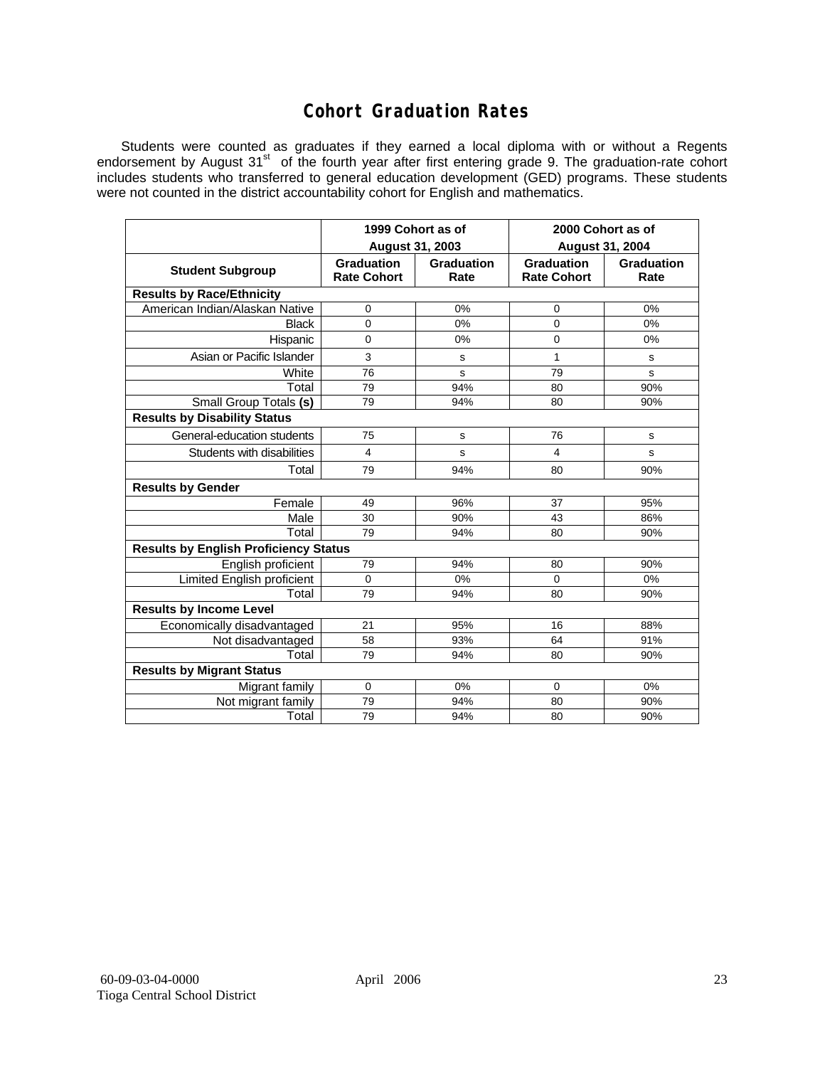# Cohort Graduation Rates

Students were counted as graduates if they earned a local diploma with or without a Regents endorsement by August 31st of the fourth year after first entering grade 9. The graduation-rate cohort includes students who transferred to general education development (GED) programs. These students were not counted in the district accountability cohort for English and mathematics.

| | 1999 Cohort as of August 31, 2003 | | 2000 Cohort as of August 31, 2004 | |
|---|---|---|---|---|
| **Student Subgroup** | **Graduation Rate Cohort** | **Graduation Rate** | **Graduation Rate Cohort** | **Graduation Rate** |
| **Results by Race/Ethnicity** | | | | |
| American Indian/Alaskan Native | 0 | 0% | 0 | 0% |
| Black | 0 | 0% | 0 | 0% |
| Hispanic | 0 | 0% | 0 | 0% |
| Asian or Pacific Islander | 3 | s | 1 | s |
| White | 76 | s | 79 | s |
| Total | 79 | 94% | 80 | 90% |
| Small Group Totals **(s)** | 79 | 94% | 80 | 90% |
| **Results by Disability Status** | | | | |
| General-education students | 75 | s | 76 | s |
| Students with disabilities | 4 | s | 4 | s |
| Total | 79 | 94% | 80 | 90% |
| **Results by Gender** | | | | |
| Female | 49 | 96% | 37 | 95% |
| Male | 30 | 90% | 43 | 86% |
| Total | 79 | 94% | 80 | 90% |
| **Results by English Proficiency Status** | | | | |
| English proficient | 79 | 94% | 80 | 90% |
| Limited English proficient | 0 | 0% | 0 | 0% |
| Total | 79 | 94% | 80 | 90% |
| **Results by Income Level** | | | | |
| Economically disadvantaged | 21 | 95% | 16 | 88% |
| Not disadvantaged | 58 | 93% | 64 | 91% |
| Total | 79 | 94% | 80 | 90% |
| **Results by Migrant Status** | | | | |
| Migrant family | 0 | 0% | 0 | 0% |
| Not migrant family | 79 | 94% | 80 | 90% |
| Total | 79 | 94% | 80 | 90% |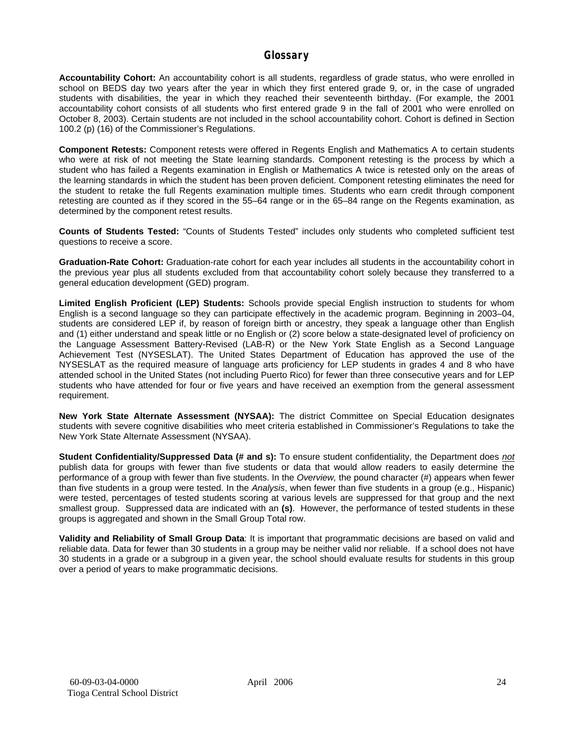# Glossary

**Accountability Cohort:** An accountability cohort is all students, regardless of grade status, who were enrolled in school on BEDS day two years after the year in which they first entered grade 9, or, in the case of ungraded students with disabilities, the year in which they reached their seventeenth birthday. (For example, the 2001 accountability cohort consists of all students who first entered grade 9 in the fall of 2001 who were enrolled on October 8, 2003). Certain students are not included in the school accountability cohort. Cohort is defined in Section 100.2 (p) (16) of the Commissioner's Regulations.

**Component Retests:** Component retests were offered in Regents English and Mathematics A to certain students who were at risk of not meeting the State learning standards. Component retesting is the process by which a student who has failed a Regents examination in English or Mathematics A twice is retested only on the areas of the learning standards in which the student has been proven deficient. Component retesting eliminates the need for the student to retake the full Regents examination multiple times. Students who earn credit through component retesting are counted as if they scored in the 55–64 range or in the 65–84 range on the Regents examination, as determined by the component retest results.

**Counts of Students Tested:** "Counts of Students Tested" includes only students who completed sufficient test questions to receive a score.

**Graduation-Rate Cohort:** Graduation-rate cohort for each year includes all students in the accountability cohort in the previous year plus all students excluded from that accountability cohort solely because they transferred to a general education development (GED) program.

**Limited English Proficient (LEP) Students:** Schools provide special English instruction to students for whom English is a second language so they can participate effectively in the academic program. Beginning in 2003–04, students are considered LEP if, by reason of foreign birth or ancestry, they speak a language other than English and (1) either understand and speak little or no English or (2) score below a state-designated level of proficiency on the Language Assessment Battery-Revised (LAB-R) or the New York State English as a Second Language Achievement Test (NYSESLAT). The United States Department of Education has approved the use of the NYSESLAT as the required measure of language arts proficiency for LEP students in grades 4 and 8 who have attended school in the United States (not including Puerto Rico) for fewer than three consecutive years and for LEP students who have attended for four or five years and have received an exemption from the general assessment requirement.

**New York State Alternate Assessment (NYSAA):** The district Committee on Special Education designates students with severe cognitive disabilities who meet criteria established in Commissioner's Regulations to take the New York State Alternate Assessment (NYSAA).

**Student Confidentiality/Suppressed Data (# and s):** To ensure student confidentiality, the Department does _not_ publish data for groups with fewer than five students or data that would allow readers to easily determine the performance of a group with fewer than five students. In the *Overview,* the pound character (#) appears when fewer than five students in a group were tested. In the *Analysis*, when fewer than five students in a group (e.g., Hispanic) were tested, percentages of tested students scoring at various levels are suppressed for that group and the next smallest group. Suppressed data are indicated with an **(s)**. However, the performance of tested students in these groups is aggregated and shown in the Small Group Total row.

**Validity and Reliability of Small Group Data**: It is important that programmatic decisions are based on valid and reliable data. Data for fewer than 30 students in a group may be neither valid nor reliable. If a school does not have 30 students in a grade or a subgroup in a given year, the school should evaluate results for students in this group over a period of years to make programmatic decisions.